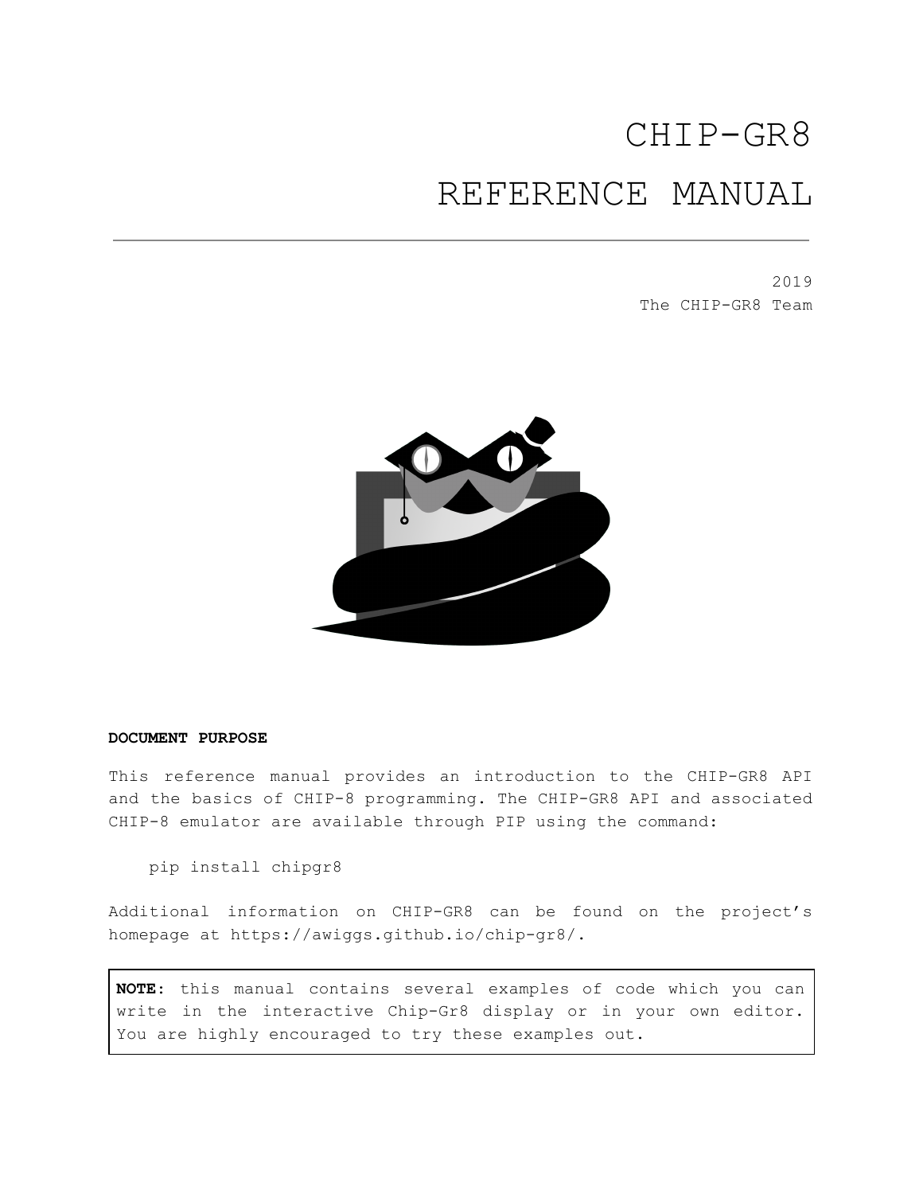# CHIP-GR8

# REFERENCE MANUAL

2019
The CHIP-GR8 Team

**DOCUMENT PURPOSE**

This reference manual provides an introduction to the CHIP-GR8 API and the basics of CHIP-8 programming. The CHIP-GR8 API and associated CHIP-8 emulator are available through PIP using the command:

```
pip install chipgr8
```

Additional information on CHIP-GR8 can be found on the project's homepage at https://awiggs.github.io/chip-gr8/.

> **NOTE**: this manual contains several examples of code which you can write in the interactive Chip-Gr8 display or in your own editor. You are highly encouraged to try these examples out.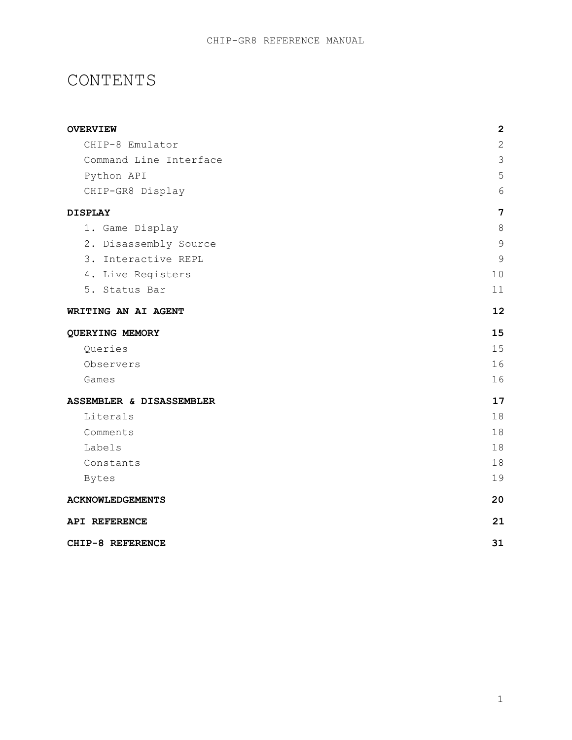# CONTENTS

| | |
|---|---:|
| **OVERVIEW** | **2** |
| CHIP-8 Emulator | 2 |
| Command Line Interface | 3 |
| Python API | 5 |
| CHIP-GR8 Display | 6 |
| **DISPLAY** | **7** |
| 1. Game Display | 8 |
| 2. Disassembly Source | 9 |
| 3. Interactive REPL | 9 |
| 4. Live Registers | 10 |
| 5. Status Bar | 11 |
| **WRITING AN AI AGENT** | **12** |
| **QUERYING MEMORY** | **15** |
| Queries | 15 |
| Observers | 16 |
| Games | 16 |
| **ASSEMBLER & DISASSEMBLER** | **17** |
| Literals | 18 |
| Comments | 18 |
| Labels | 18 |
| Constants | 18 |
| Bytes | 19 |
| **ACKNOWLEDGEMENTS** | **20** |
| **API REFERENCE** | **21** |
| **CHIP-8 REFERENCE** | **31** |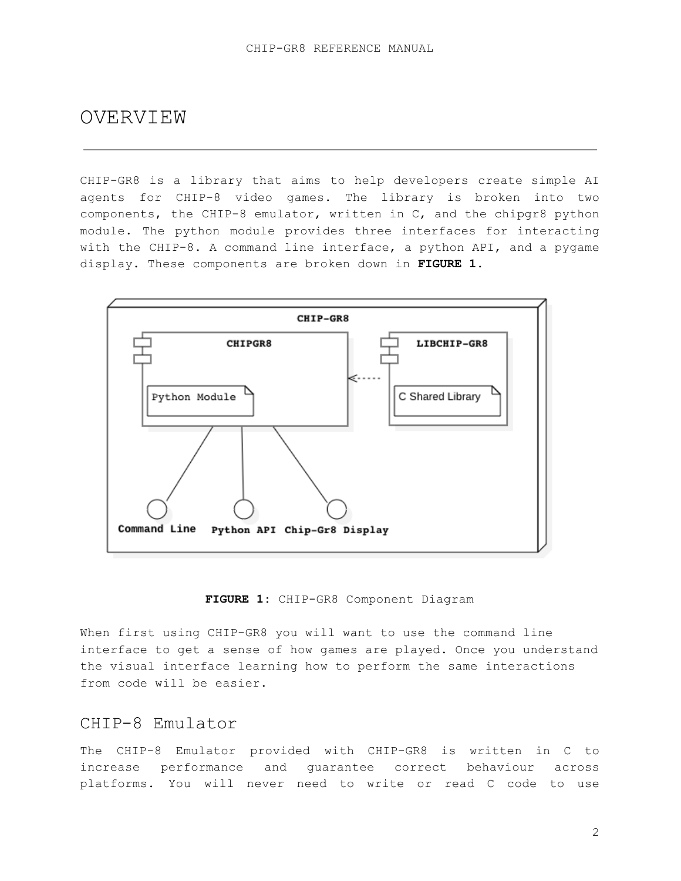# OVERVIEW

CHIP-GR8 is a library that aims to help developers create simple AI agents for CHIP-8 video games. The library is broken into two components, the CHIP-8 emulator, written in C, and the chipgr8 python module. The python module provides three interfaces for interacting with the CHIP-8. A command line interface, a python API, and a pygame display. These components are broken down in **FIGURE 1**.

**FIGURE 1:** CHIP-GR8 Component Diagram

When first using CHIP-GR8 you will want to use the command line interface to get a sense of how games are played. Once you understand the visual interface learning how to perform the same interactions from code will be easier.

## CHIP-8 Emulator

The CHIP-8 Emulator provided with CHIP-GR8 is written in C to increase performance and guarantee correct behaviour across platforms. You will never need to write or read C code to use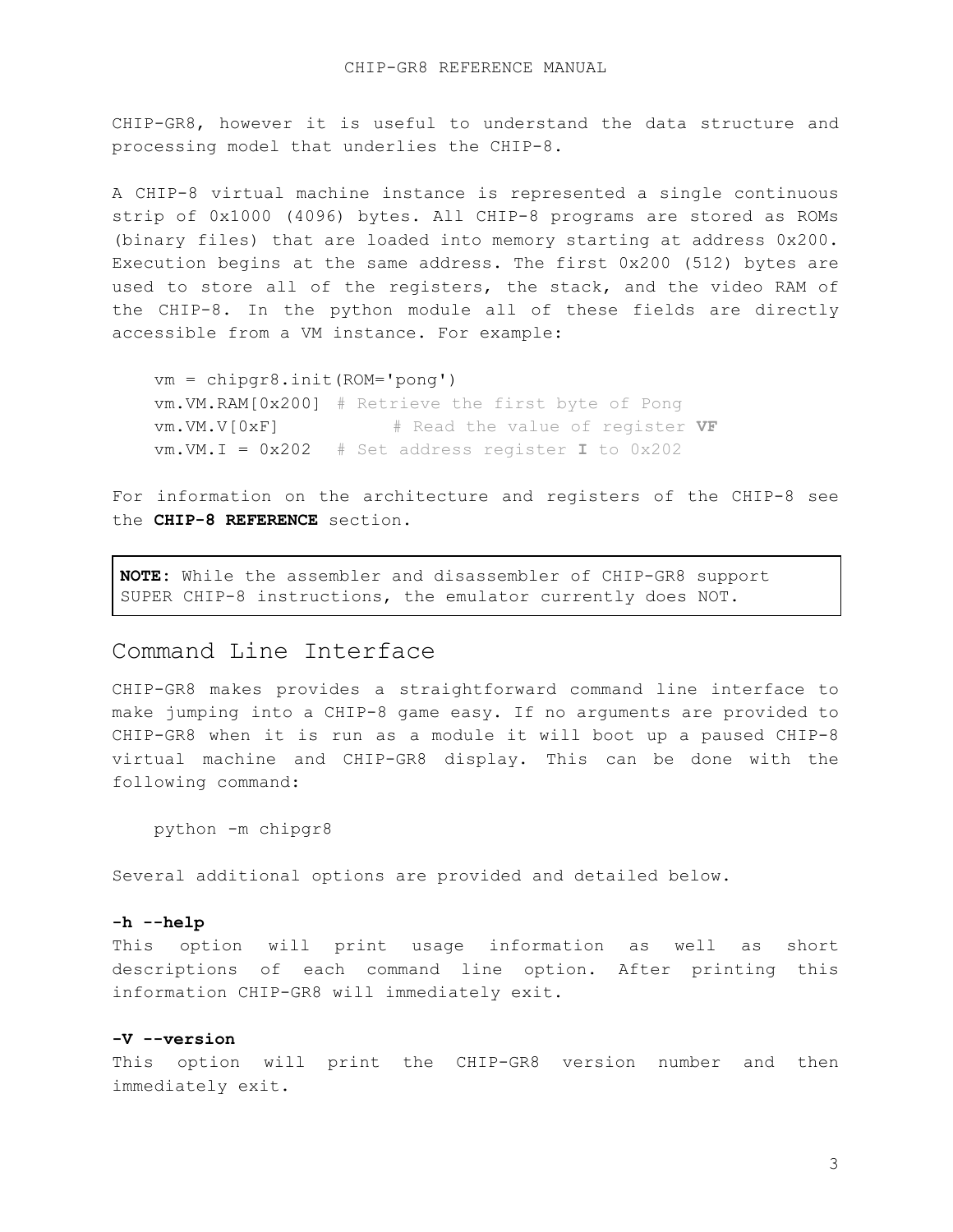CHIP-GR8, however it is useful to understand the data structure and processing model that underlies the CHIP-8.

A CHIP-8 virtual machine instance is represented a single continuous strip of 0x1000 (4096) bytes. All CHIP-8 programs are stored as ROMs (binary files) that are loaded into memory starting at address 0x200. Execution begins at the same address. The first 0x200 (512) bytes are used to store all of the registers, the stack, and the video RAM of the CHIP-8. In the python module all of these fields are directly accessible from a VM instance. For example:

```
vm = chipgr8.init(ROM='pong')
vm.VM.RAM[0x200] # Retrieve the first byte of Pong
vm.VM.V[0xF]           # Read the value of register VF
vm.VM.I = 0x202  # Set address register I to 0x202
```

For information on the architecture and registers of the CHIP-8 see the **CHIP-8 REFERENCE** section.

> **NOTE**: While the assembler and disassembler of CHIP-GR8 support SUPER CHIP-8 instructions, the emulator currently does NOT.

## Command Line Interface

CHIP-GR8 makes provides a straightforward command line interface to make jumping into a CHIP-8 game easy. If no arguments are provided to CHIP-GR8 when it is run as a module it will boot up a paused CHIP-8 virtual machine and CHIP-GR8 display. This can be done with the following command:

```
python -m chipgr8
```

Several additional options are provided and detailed below.

**-h --help**
This option will print usage information as well as short descriptions of each command line option. After printing this information CHIP-GR8 will immediately exit.

**-V --version**
This option will print the CHIP-GR8 version number and then immediately exit.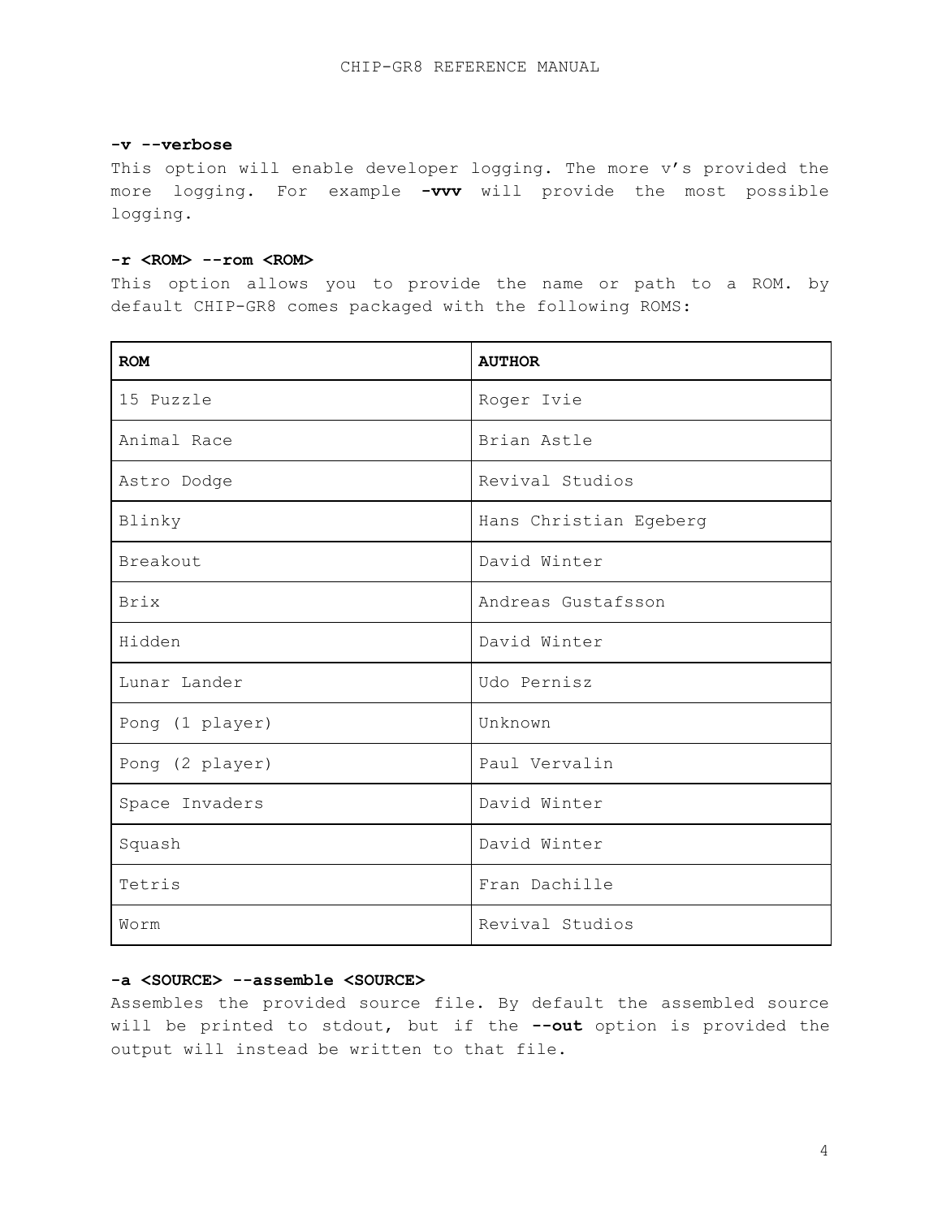**-v --verbose**

This option will enable developer logging. The more v's provided the more logging. For example **-vvv** will provide the most possible logging.

**-r <ROM> --rom <ROM>**

This option allows you to provide the name or path to a ROM. by default CHIP-GR8 comes packaged with the following ROMS:

| ROM | AUTHOR |
|---|---|
| 15 Puzzle | Roger Ivie |
| Animal Race | Brian Astle |
| Astro Dodge | Revival Studios |
| Blinky | Hans Christian Egeberg |
| Breakout | David Winter |
| Brix | Andreas Gustafsson |
| Hidden | David Winter |
| Lunar Lander | Udo Pernisz |
| Pong (1 player) | Unknown |
| Pong (2 player) | Paul Vervalin |
| Space Invaders | David Winter |
| Squash | David Winter |
| Tetris | Fran Dachille |
| Worm | Revival Studios |

**-a <SOURCE> --assemble <SOURCE>**

Assembles the provided source file. By default the assembled source will be printed to stdout, but if the **--out** option is provided the output will instead be written to that file.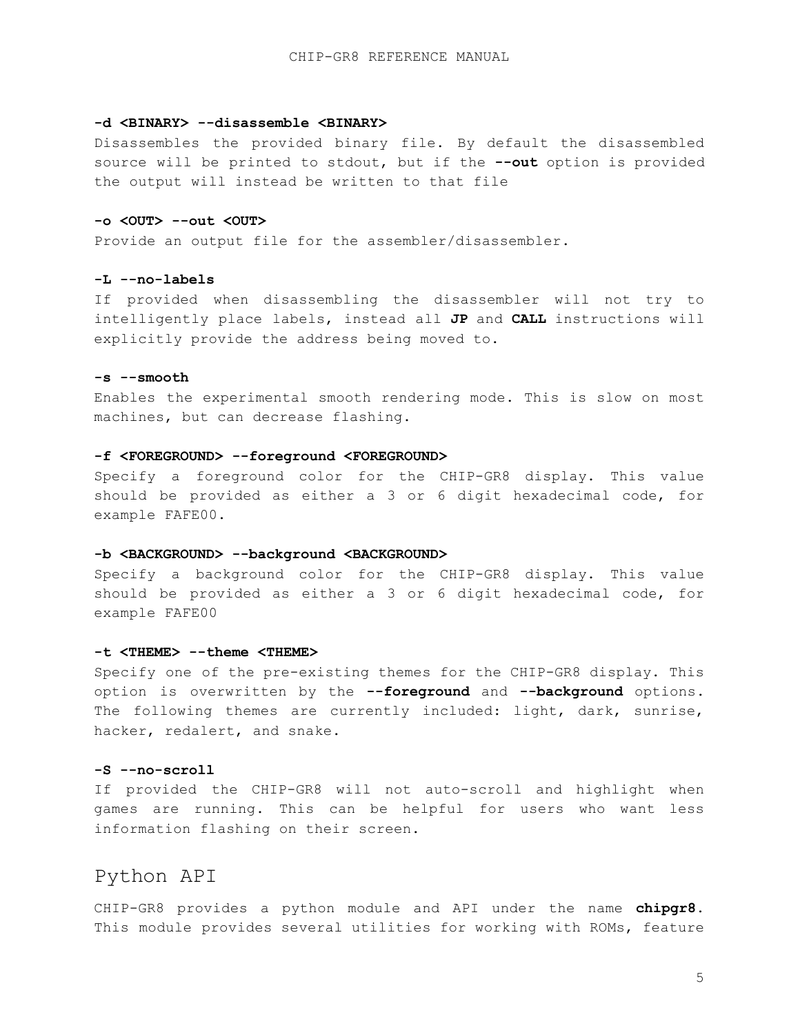**-d <BINARY> --disassemble <BINARY>**

Disassembles the provided binary file. By default the disassembled source will be printed to stdout, but if the **--out** option is provided the output will instead be written to that file

**-o <OUT> --out <OUT>**

Provide an output file for the assembler/disassembler.

**-L --no-labels**

If provided when disassembling the disassembler will not try to intelligently place labels, instead all **JP** and **CALL** instructions will explicitly provide the address being moved to.

**-s --smooth**

Enables the experimental smooth rendering mode. This is slow on most machines, but can decrease flashing.

**-f <FOREGROUND> --foreground <FOREGROUND>**

Specify a foreground color for the CHIP-GR8 display. This value should be provided as either a 3 or 6 digit hexadecimal code, for example FAFE00.

**-b <BACKGROUND> --background <BACKGROUND>**

Specify a background color for the CHIP-GR8 display. This value should be provided as either a 3 or 6 digit hexadecimal code, for example FAFE00

**-t <THEME> --theme <THEME>**

Specify one of the pre-existing themes for the CHIP-GR8 display. This option is overwritten by the **--foreground** and **--background** options. The following themes are currently included: light, dark, sunrise, hacker, redalert, and snake.

**-S --no-scroll**

If provided the CHIP-GR8 will not auto-scroll and highlight when games are running. This can be helpful for users who want less information flashing on their screen.

## Python API

CHIP-GR8 provides a python module and API under the name **chipgr8**. This module provides several utilities for working with ROMs, feature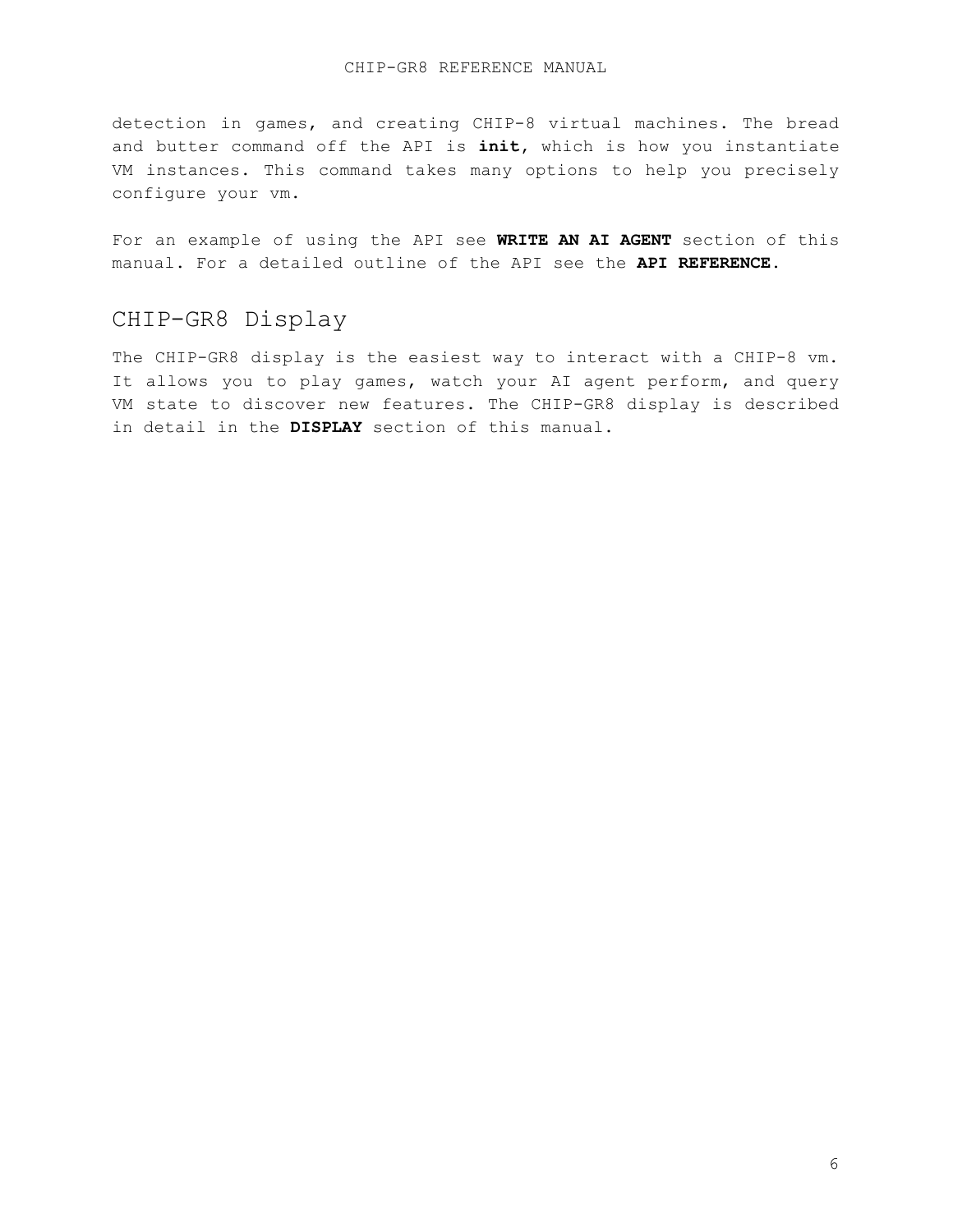detection in games, and creating CHIP-8 virtual machines. The bread and butter command off the API is **init**, which is how you instantiate VM instances. This command takes many options to help you precisely configure your vm.

For an example of using the API see **WRITE AN AI AGENT** section of this manual. For a detailed outline of the API see the **API REFERENCE.**

## CHIP-GR8 Display

The CHIP-GR8 display is the easiest way to interact with a CHIP-8 vm. It allows you to play games, watch your AI agent perform, and query VM state to discover new features. The CHIP-GR8 display is described in detail in the **DISPLAY** section of this manual.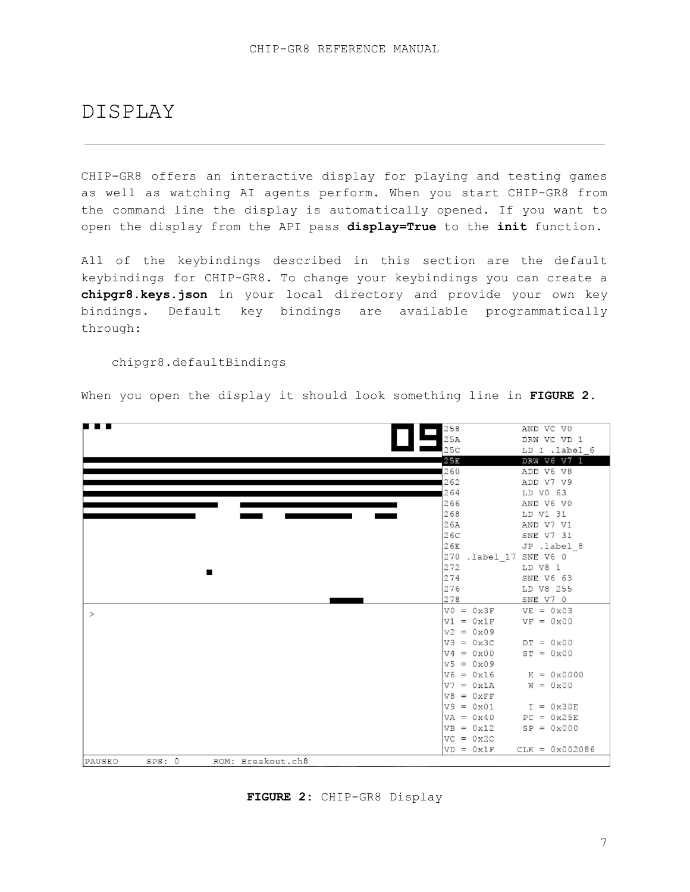# DISPLAY

CHIP-GR8 offers an interactive display for playing and testing games as well as watching AI agents perform. When you start CHIP-GR8 from the command line the display is automatically opened. If you want to open the display from the API pass **display=True** to the **init** function.

All of the keybindings described in this section are the default keybindings for CHIP-GR8. To change your keybindings you can create a **chipgr8.keys.json** in your local directory and provide your own key bindings. Default key bindings are available programmatically through:

```
chipgr8.defaultBindings
```

When you open the display it should look something line in **FIGURE 2.**

```
258             AND VC V0
25A             DRW VC VD 1
25C             LD I .label_6
25E             DRW V6 V7 1
260             ADD V6 V8
262             ADD V7 V9
264             LD V0 63
266             AND V6 V0
268             LD V1 31
26A             AND V7 V1
26C             SNE V7 31
26E             JP .label_8
270 .label_17   SNE V6 0
272             LD V8 1
274             SNE V6 63
276             LD V8 255
278             SNE V7 0
```

```
>
```

```
V0 = 0x3F     VE = 0x03
V1 = 0x1F     VF = 0x00
V2 = 0x09
V3 = 0x3C     DT = 0x00
V4 = 0x00     ST = 0x00
V5 = 0x09
V6 = 0x16      K = 0x0000
V7 = 0x1A      W = 0x00
V8 = 0xFF
V9 = 0x01      I = 0x30E
VA = 0x40     PC = 0x25E
VB = 0x12     SP = 0x000
VC = 0x2C
VD = 0x1F    CLK = 0x002086
```

```
PAUSED    SPS: 0      ROM: Breakout.ch8
```

**FIGURE 2:** CHIP-GR8 Display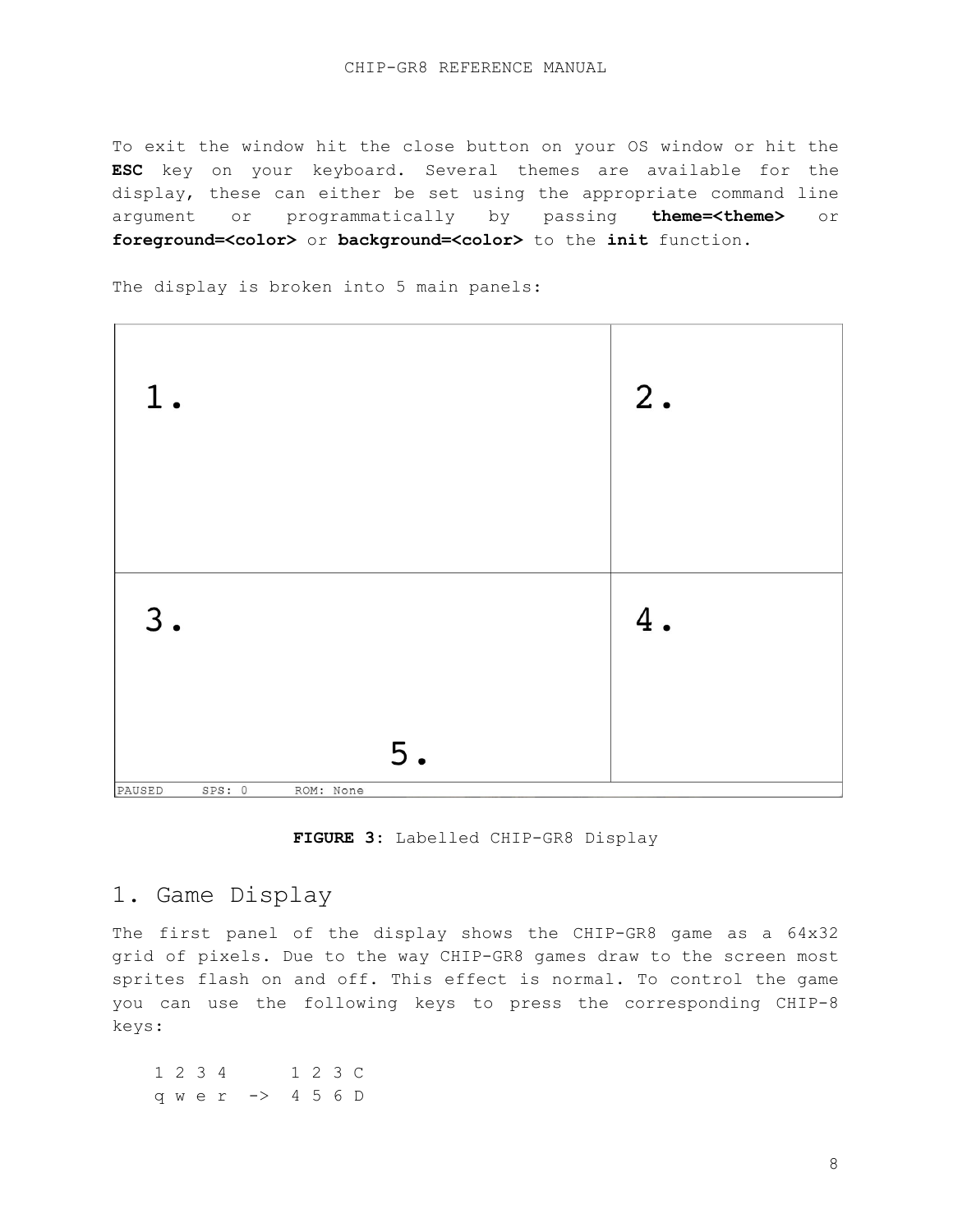To exit the window hit the close button on your OS window or hit the **ESC** key on your keyboard. Several themes are available for the display, these can either be set using the appropriate command line argument or programmatically by passing **theme=<theme>** or **foreground=<color>** or **background=<color>** to the **init** function.

The display is broken into 5 main panels:

1. 2.

3. 4.

5.

PAUSED SPS: 0 ROM: None

**FIGURE 3**: Labelled CHIP-GR8 Display

## 1. Game Display

The first panel of the display shows the CHIP-GR8 game as a 64x32 grid of pixels. Due to the way CHIP-GR8 games draw to the screen most sprites flash on and off. This effect is normal. To control the game you can use the following keys to press the corresponding CHIP-8 keys:

```
1 2 3 4      1 2 3 C
q w e r  ->  4 5 6 D
```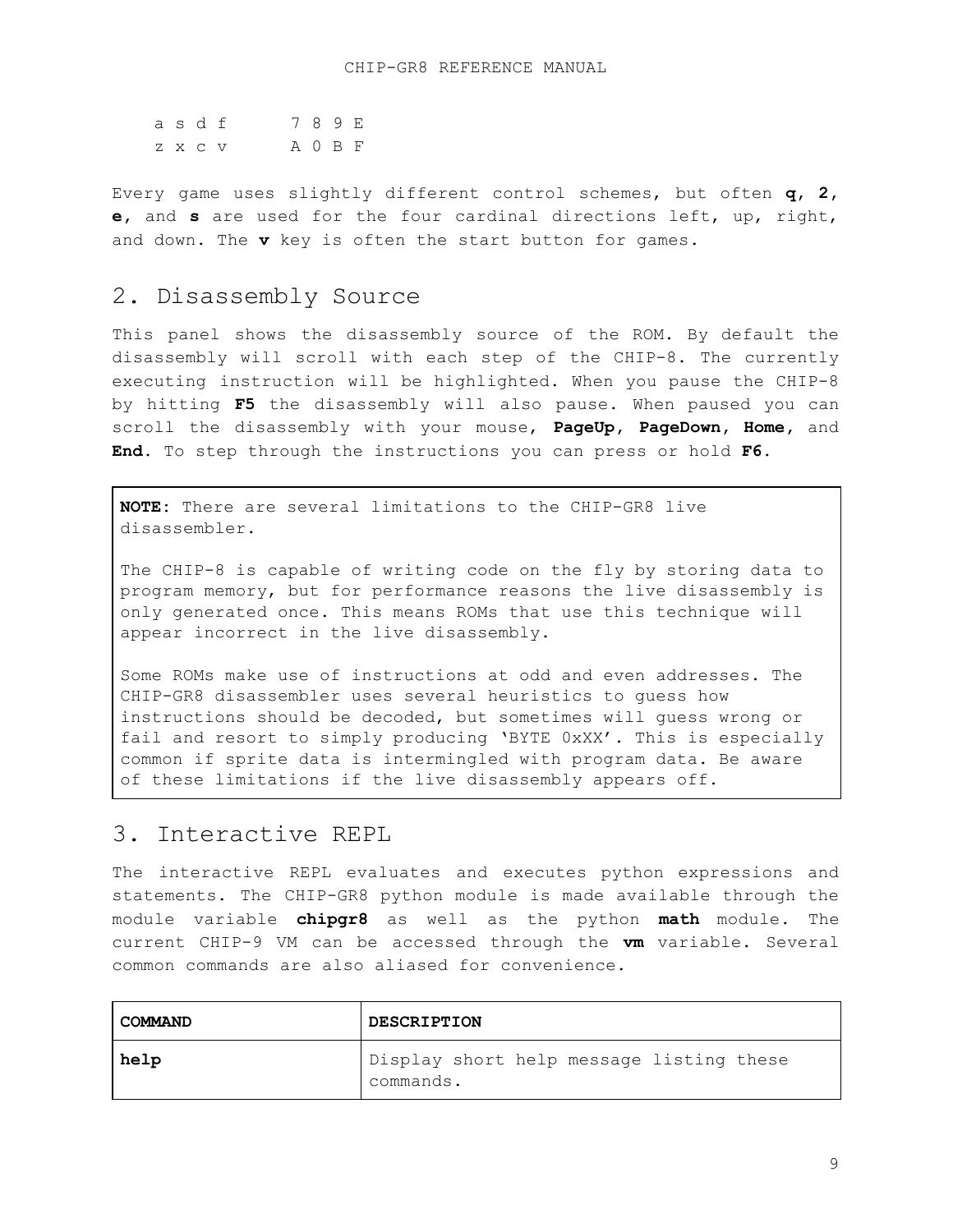```
a s d f     7 8 9 E
z x c v     A 0 B F
```

Every game uses slightly different control schemes, but often **q**, **2**, **e**, and **s** are used for the four cardinal directions left, up, right, and down. The **v** key is often the start button for games.

## 2. Disassembly Source

This panel shows the disassembly source of the ROM. By default the disassembly will scroll with each step of the CHIP-8. The currently executing instruction will be highlighted. When you pause the CHIP-8 by hitting **F5** the disassembly will also pause. When paused you can scroll the disassembly with your mouse, **PageUp**, **PageDown**, **Home**, and **End**. To step through the instructions you can press or hold **F6**.

> **NOTE**: There are several limitations to the CHIP-GR8 live disassembler.
>
> The CHIP-8 is capable of writing code on the fly by storing data to program memory, but for performance reasons the live disassembly is only generated once. This means ROMs that use this technique will appear incorrect in the live disassembly.
>
> Some ROMs make use of instructions at odd and even addresses. The CHIP-GR8 disassembler uses several heuristics to guess how instructions should be decoded, but sometimes will guess wrong or fail and resort to simply producing 'BYTE 0xXX'. This is especially common if sprite data is intermingled with program data. Be aware of these limitations if the live disassembly appears off.

## 3. Interactive REPL

The interactive REPL evaluates and executes python expressions and statements. The CHIP-GR8 python module is made available through the module variable **chipgr8** as well as the python **math** module. The current CHIP-9 VM can be accessed through the **vm** variable. Several common commands are also aliased for convenience.

| **COMMAND** | **DESCRIPTION** |
|---|---|
| **help** | Display short help message listing these commands. |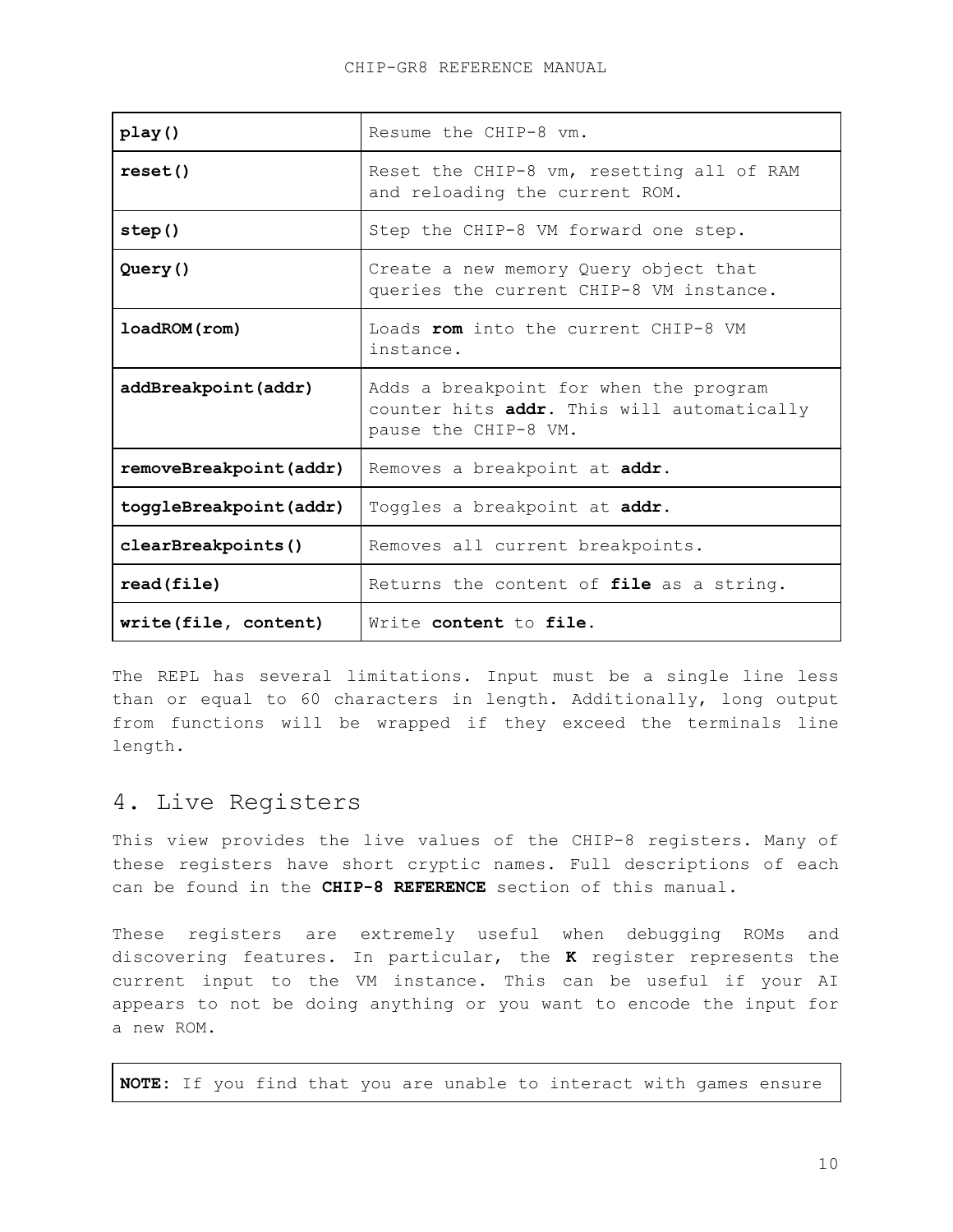| | |
|---|---|
| **play()** | Resume the CHIP-8 vm. |
| **reset()** | Reset the CHIP-8 vm, resetting all of RAM and reloading the current ROM. |
| **step()** | Step the CHIP-8 VM forward one step. |
| **Query()** | Create a new memory Query object that queries the current CHIP-8 VM instance. |
| **loadROM(rom)** | Loads **rom** into the current CHIP-8 VM instance. |
| **addBreakpoint(addr)** | Adds a breakpoint for when the program counter hits **addr.** This will automatically pause the CHIP-8 VM. |
| **removeBreakpoint(addr)** | Removes a breakpoint at **addr**. |
| **toggleBreakpoint(addr)** | Toggles a breakpoint at **addr**. |
| **clearBreakpoints()** | Removes all current breakpoints. |
| **read(file)** | Returns the content of **file** as a string. |
| **write(file, content)** | Write **content** to **file**. |

The REPL has several limitations. Input must be a single line less than or equal to 60 characters in length. Additionally, long output from functions will be wrapped if they exceed the terminals line length.

## 4. Live Registers

This view provides the live values of the CHIP-8 registers. Many of these registers have short cryptic names. Full descriptions of each can be found in the **CHIP-8 REFERENCE** section of this manual.

These registers are extremely useful when debugging ROMs and discovering features. In particular, the **K** register represents the current input to the VM instance. This can be useful if your AI appears to not be doing anything or you want to encode the input for a new ROM.

**NOTE:** If you find that you are unable to interact with games ensure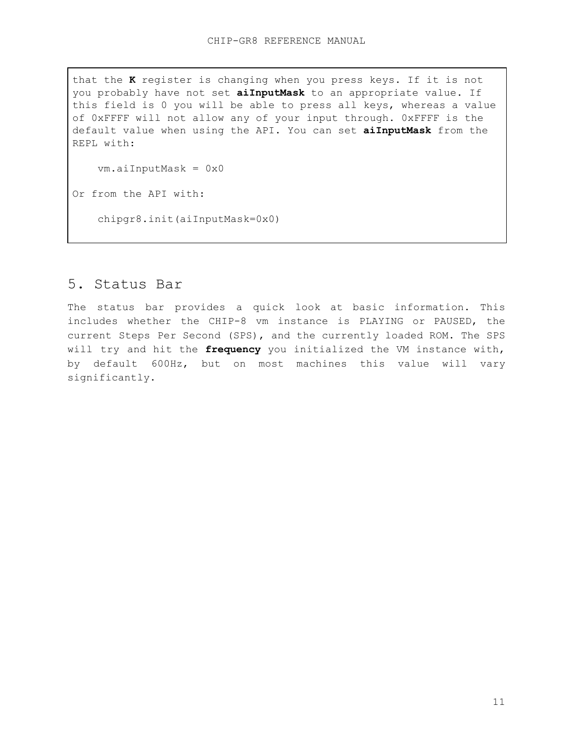> that the **K** register is changing when you press keys. If it is not you probably have not set **aiInputMask** to an appropriate value. If this field is 0 you will be able to press all keys, whereas a value of 0xFFFF will not allow any of your input through. 0xFFFF is the default value when using the API. You can set **aiInputMask** from the REPL with:
>
> ```
> vm.aiInputMask = 0x0
> ```
>
> Or from the API with:
>
> ```
> chipgr8.init(aiInputMask=0x0)
> ```

## 5. Status Bar

The status bar provides a quick look at basic information. This includes whether the CHIP-8 vm instance is PLAYING or PAUSED, the current Steps Per Second (SPS), and the currently loaded ROM. The SPS will try and hit the **frequency** you initialized the VM instance with, by default 600Hz, but on most machines this value will vary significantly.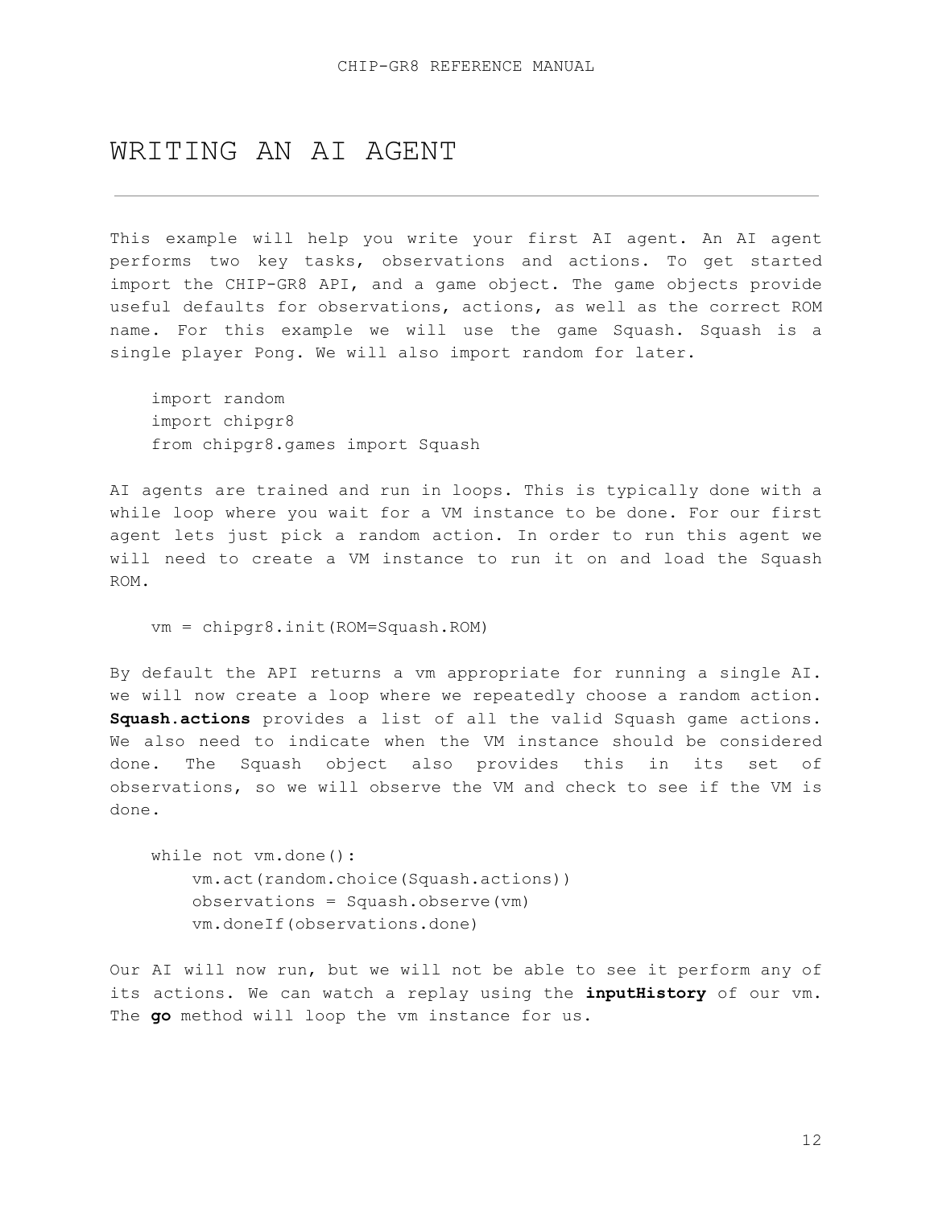# WRITING AN AI AGENT

This example will help you write your first AI agent. An AI agent performs two key tasks, observations and actions. To get started import the CHIP-GR8 API, and a game object. The game objects provide useful defaults for observations, actions, as well as the correct ROM name. For this example we will use the game Squash. Squash is a single player Pong. We will also import random for later.

```
import random
import chipgr8
from chipgr8.games import Squash
```

AI agents are trained and run in loops. This is typically done with a while loop where you wait for a VM instance to be done. For our first agent lets just pick a random action. In order to run this agent we will need to create a VM instance to run it on and load the Squash ROM.

```
vm = chipgr8.init(ROM=Squash.ROM)
```

By default the API returns a vm appropriate for running a single AI. we will now create a loop where we repeatedly choose a random action. **Squash**.**actions** provides a list of all the valid Squash game actions. We also need to indicate when the VM instance should be considered done. The Squash object also provides this in its set of observations, so we will observe the VM and check to see if the VM is done.

```
while not vm.done():
    vm.act(random.choice(Squash.actions))
    observations = Squash.observe(vm)
    vm.doneIf(observations.done)
```

Our AI will now run, but we will not be able to see it perform any of its actions. We can watch a replay using the **inputHistory** of our vm. The **go** method will loop the vm instance for us.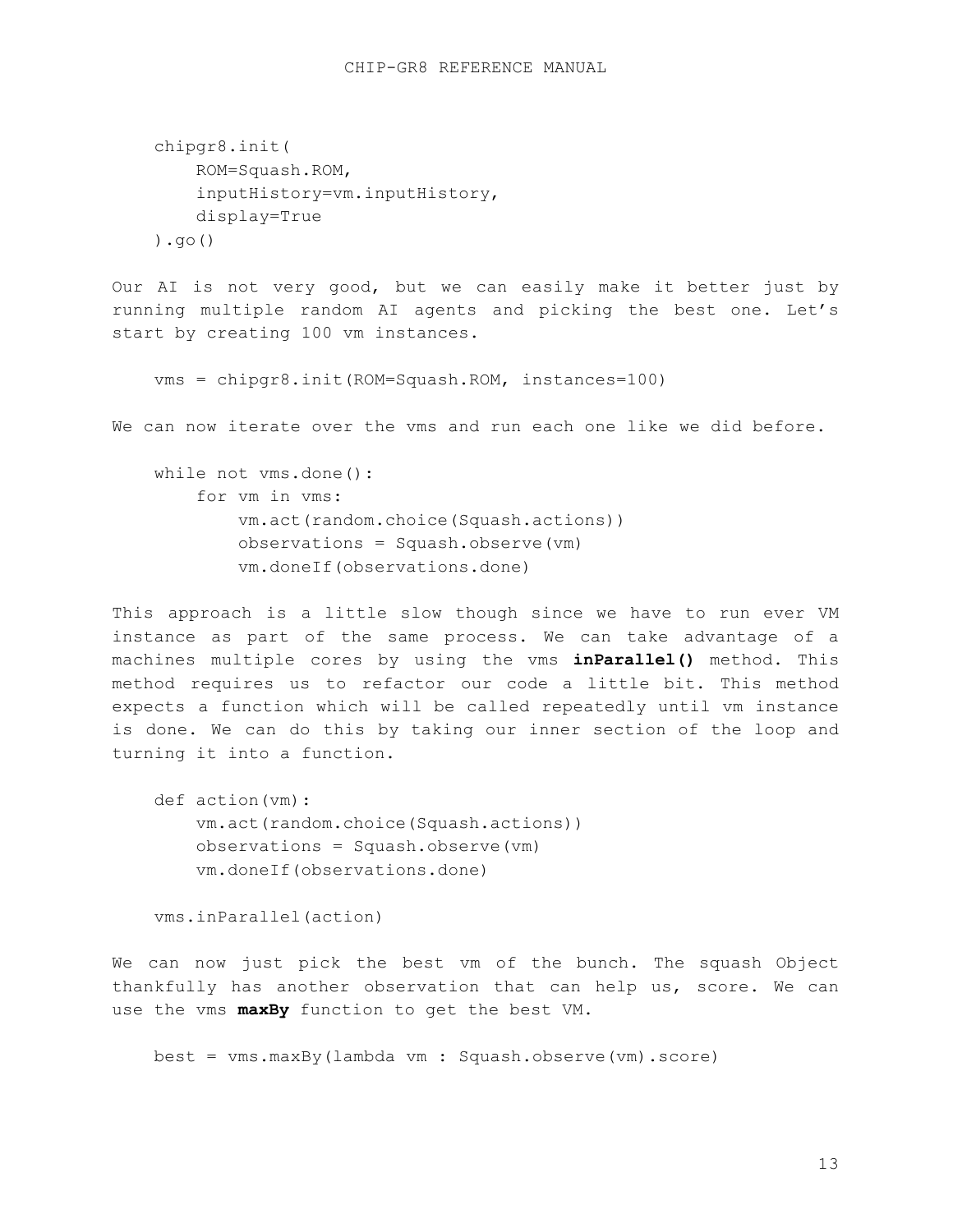```
chipgr8.init(
    ROM=Squash.ROM,
    inputHistory=vm.inputHistory,
    display=True
).go()
```

Our AI is not very good, but we can easily make it better just by running multiple random AI agents and picking the best one. Let's start by creating 100 vm instances.

```
vms = chipgr8.init(ROM=Squash.ROM, instances=100)
```

We can now iterate over the vms and run each one like we did before.

```
while not vms.done():
    for vm in vms:
        vm.act(random.choice(Squash.actions))
        observations = Squash.observe(vm)
        vm.doneIf(observations.done)
```

This approach is a little slow though since we have to run ever VM instance as part of the same process. We can take advantage of a machines multiple cores by using the vms **inParallel()** method. This method requires us to refactor our code a little bit. This method expects a function which will be called repeatedly until vm instance is done. We can do this by taking our inner section of the loop and turning it into a function.

```
def action(vm):
    vm.act(random.choice(Squash.actions))
    observations = Squash.observe(vm)
    vm.doneIf(observations.done)

vms.inParallel(action)
```

We can now just pick the best vm of the bunch. The squash Object thankfully has another observation that can help us, score. We can use the vms **maxBy** function to get the best VM.

```
best = vms.maxBy(lambda vm : Squash.observe(vm).score)
```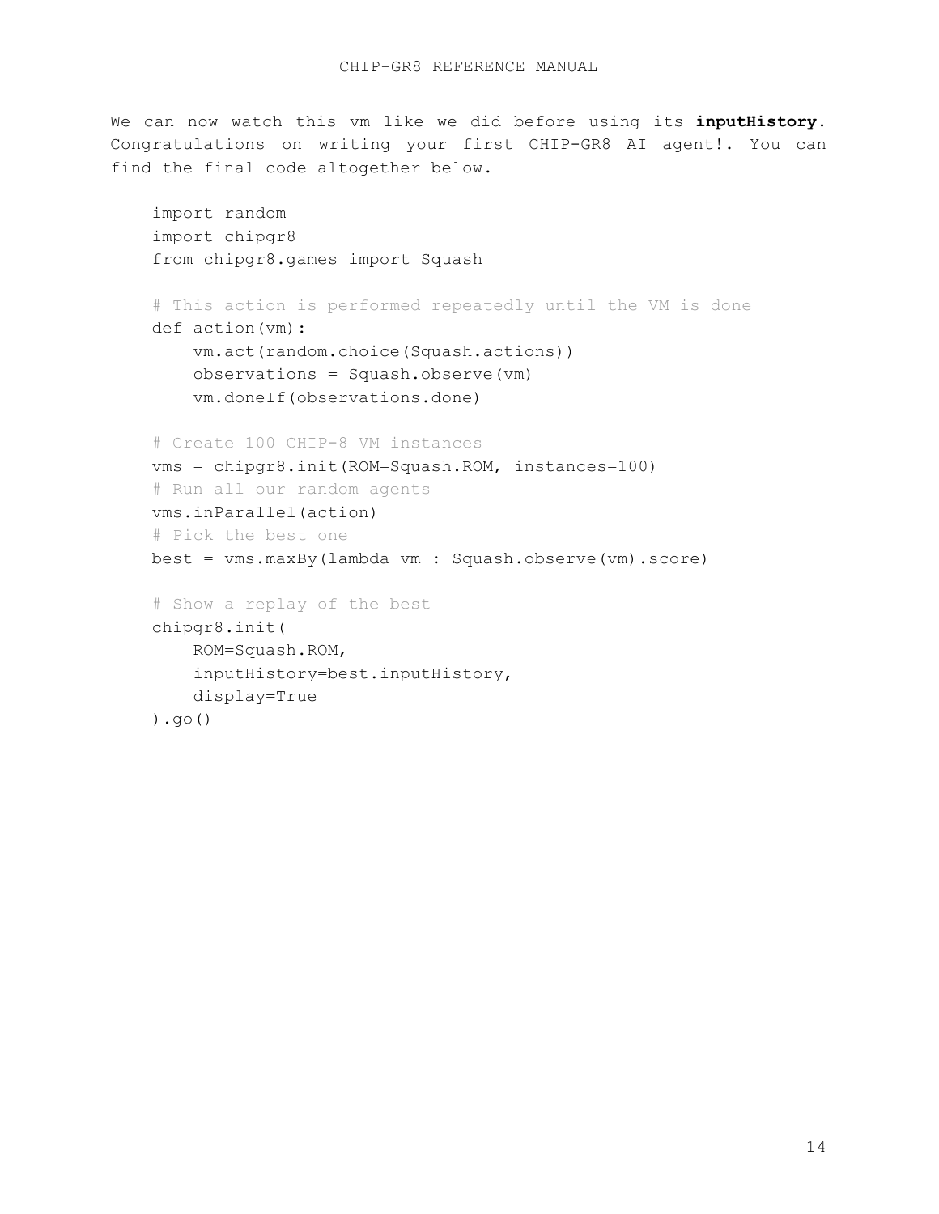We can now watch this vm like we did before using its **inputHistory**. Congratulations on writing your first CHIP-GR8 AI agent!. You can find the final code altogether below.

```
import random
import chipgr8
from chipgr8.games import Squash

# This action is performed repeatedly until the VM is done
def action(vm):
    vm.act(random.choice(Squash.actions))
    observations = Squash.observe(vm)
    vm.doneIf(observations.done)

# Create 100 CHIP-8 VM instances
vms = chipgr8.init(ROM=Squash.ROM, instances=100)
# Run all our random agents
vms.inParallel(action)
# Pick the best one
best = vms.maxBy(lambda vm : Squash.observe(vm).score)

# Show a replay of the best
chipgr8.init(
    ROM=Squash.ROM,
    inputHistory=best.inputHistory,
    display=True
).go()
```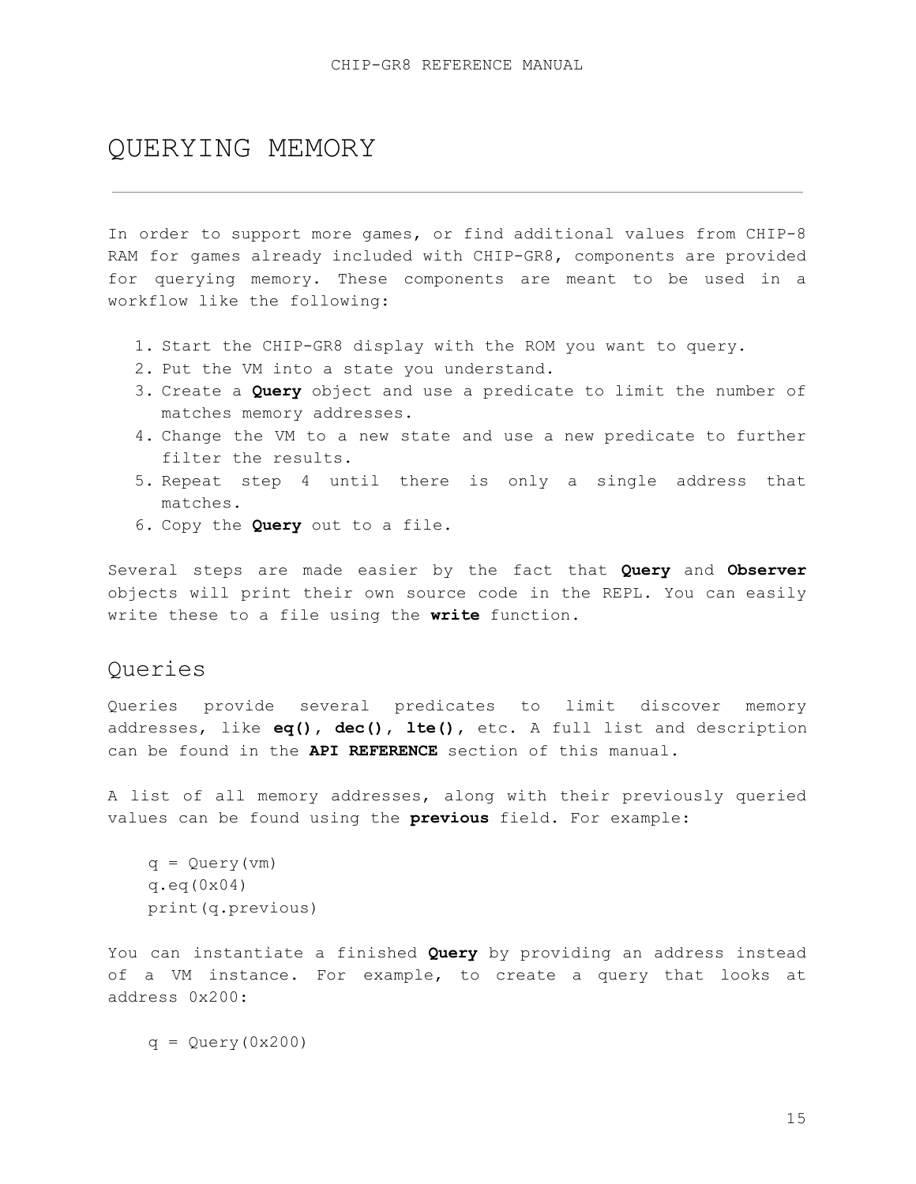# QUERYING MEMORY

In order to support more games, or find additional values from CHIP-8 RAM for games already included with CHIP-GR8, components are provided for querying memory. These components are meant to be used in a workflow like the following:

1. Start the CHIP-GR8 display with the ROM you want to query.
2. Put the VM into a state you understand.
3. Create a **Query** object and use a predicate to limit the number of matches memory addresses.
4. Change the VM to a new state and use a new predicate to further filter the results.
5. Repeat step 4 until there is only a single address that matches.
6. Copy the **Query** out to a file.

Several steps are made easier by the fact that **Query** and **Observer** objects will print their own source code in the REPL. You can easily write these to a file using the **write** function.

## Queries

Queries provide several predicates to limit discover memory addresses, like **eq()**, **dec()**, **lte()**, etc. A full list and description can be found in the **API REFERENCE** section of this manual.

A list of all memory addresses, along with their previously queried values can be found using the **previous** field. For example:

```
q = Query(vm)
q.eq(0x04)
print(q.previous)
```

You can instantiate a finished **Query** by providing an address instead of a VM instance. For example, to create a query that looks at address 0x200:

```
q = Query(0x200)
```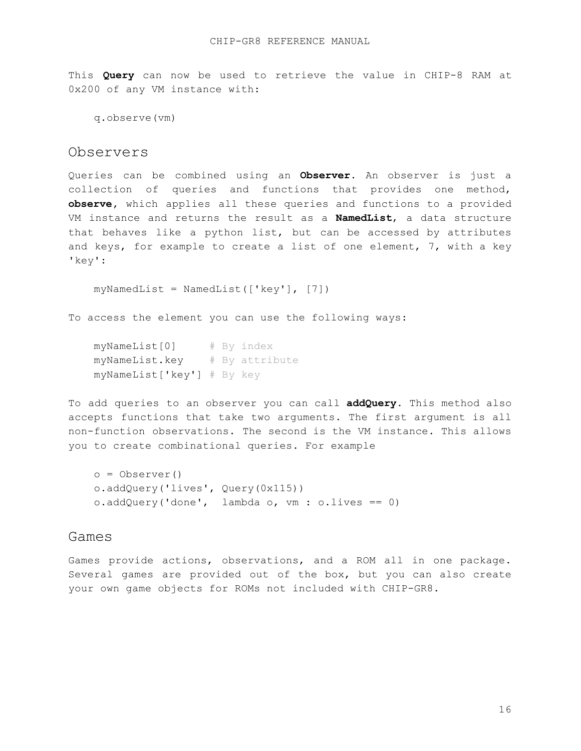This **Query** can now be used to retrieve the value in CHIP-8 RAM at 0x200 of any VM instance with:

```
q.observe(vm)
```

## Observers

Queries can be combined using an **Observer**. An observer is just a collection of queries and functions that provides one method, **observe**, which applies all these queries and functions to a provided VM instance and returns the result as a **NamedList**, a data structure that behaves like a python list, but can be accessed by attributes and keys, for example to create a list of one element, 7, with a key 'key':

```
myNamedList = NamedList(['key'], [7])
```

To access the element you can use the following ways:

```
myNameList[0]      # By index
myNameList.key     # By attribute
myNameList['key'] # By key
```

To add queries to an observer you can call **addQuery**. This method also accepts functions that take two arguments. The first argument is all non-function observations. The second is the VM instance. This allows you to create combinational queries. For example

```
o = Observer()
o.addQuery('lives', Query(0x115))
o.addQuery('done',  lambda o, vm : o.lives == 0)
```

## Games

Games provide actions, observations, and a ROM all in one package. Several games are provided out of the box, but you can also create your own game objects for ROMs not included with CHIP-GR8.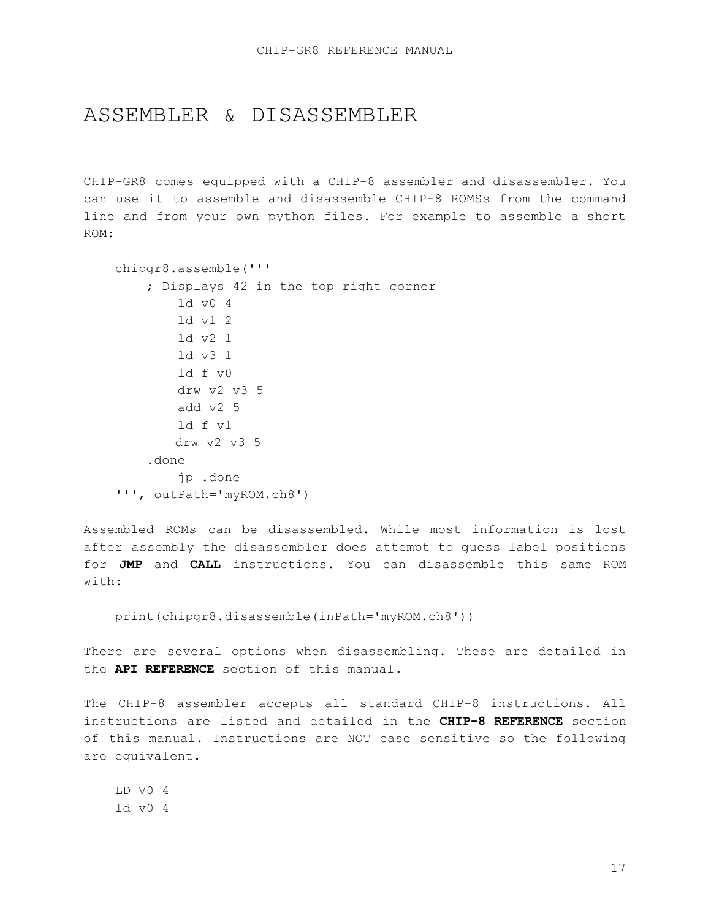# ASSEMBLER & DISASSEMBLER

---

CHIP-GR8 comes equipped with a CHIP-8 assembler and disassembler. You can use it to assemble and disassemble CHIP-8 ROMSs from the command line and from your own python files. For example to assemble a short ROM:

```
chipgr8.assemble('''
    ; Displays 42 in the top right corner
        ld v0 4
        ld v1 2
        ld v2 1
        ld v3 1
        ld f v0
        drw v2 v3 5
        add v2 5
        ld f v1
        drw v2 v3 5
    .done
        jp .done
''', outPath='myROM.ch8')
```

Assembled ROMs can be disassembled. While most information is lost after assembly the disassembler does attempt to guess label positions for **JMP** and **CALL** instructions. You can disassemble this same ROM with:

```
print(chipgr8.disassemble(inPath='myROM.ch8'))
```

There are several options when disassembling. These are detailed in the **API REFERENCE** section of this manual.

The CHIP-8 assembler accepts all standard CHIP-8 instructions. All instructions are listed and detailed in the **CHIP-8 REFERENCE** section of this manual. Instructions are NOT case sensitive so the following are equivalent.

```
LD V0 4
ld v0 4
```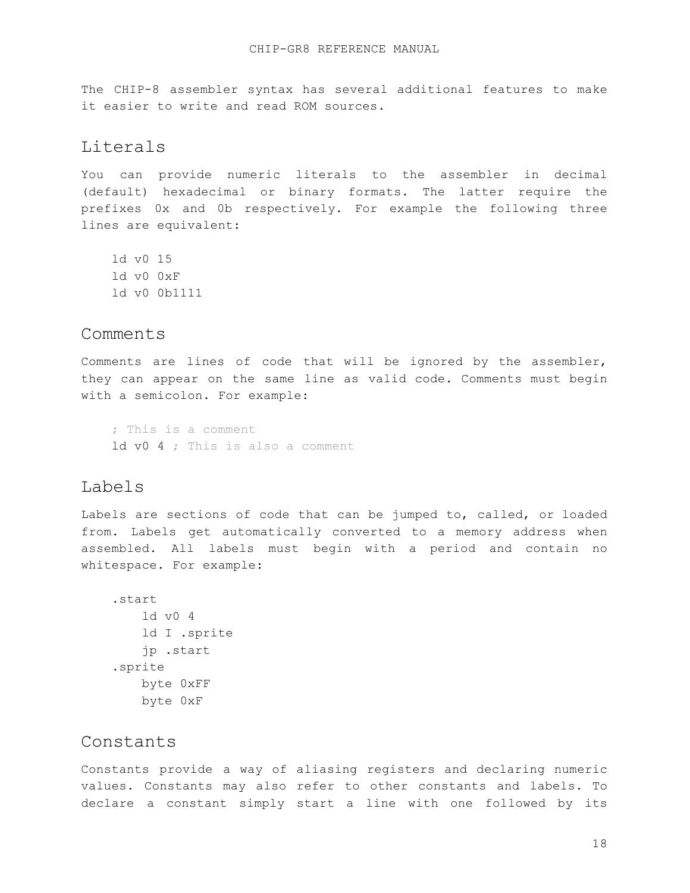The CHIP-8 assembler syntax has several additional features to make it easier to write and read ROM sources.

## Literals

You can provide numeric literals to the assembler in decimal (default) hexadecimal or binary formats. The latter require the prefixes 0x and 0b respectively. For example the following three lines are equivalent:

```
ld v0 15
ld v0 0xF
ld v0 0b1111
```

## Comments

Comments are lines of code that will be ignored by the assembler, they can appear on the same line as valid code. Comments must begin with a semicolon. For example:

```
; This is a comment
ld v0 4 ; This is also a comment
```

## Labels

Labels are sections of code that can be jumped to, called, or loaded from. Labels get automatically converted to a memory address when assembled. All labels must begin with a period and contain no whitespace. For example:

```
.start
    ld v0 4
    ld I .sprite
    jp .start
.sprite
    byte 0xFF
    byte 0xF
```

## Constants

Constants provide a way of aliasing registers and declaring numeric values. Constants may also refer to other constants and labels. To declare a constant simply start a line with one followed by its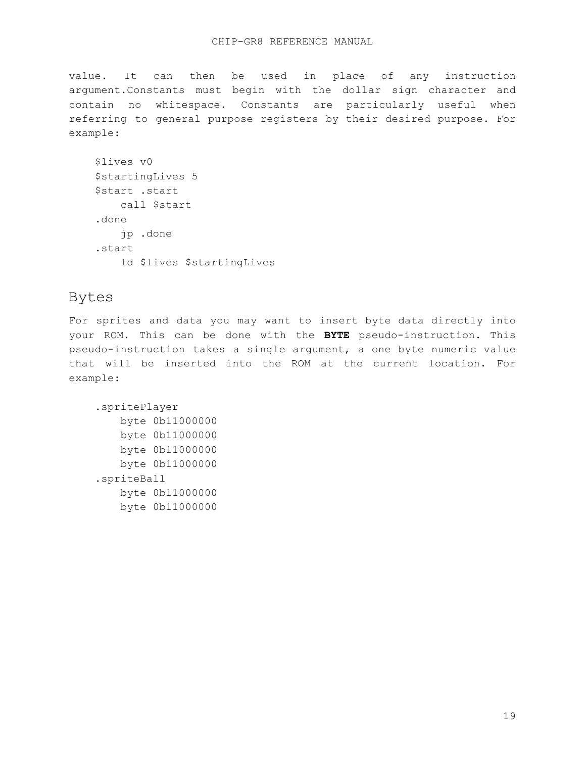value. It can then be used in place of any instruction argument.Constants must begin with the dollar sign character and contain no whitespace. Constants are particularly useful when referring to general purpose registers by their desired purpose. For example:

```
$lives v0
$startingLives 5
$start .start
    call $start
.done
    jp .done
.start
    ld $lives $startingLives
```

## Bytes

For sprites and data you may want to insert byte data directly into your ROM. This can be done with the **BYTE** pseudo-instruction. This pseudo-instruction takes a single argument, a one byte numeric value that will be inserted into the ROM at the current location. For example:

```
.spritePlayer
    byte 0b11000000
    byte 0b11000000
    byte 0b11000000
    byte 0b11000000
.spriteBall
    byte 0b11000000
    byte 0b11000000
```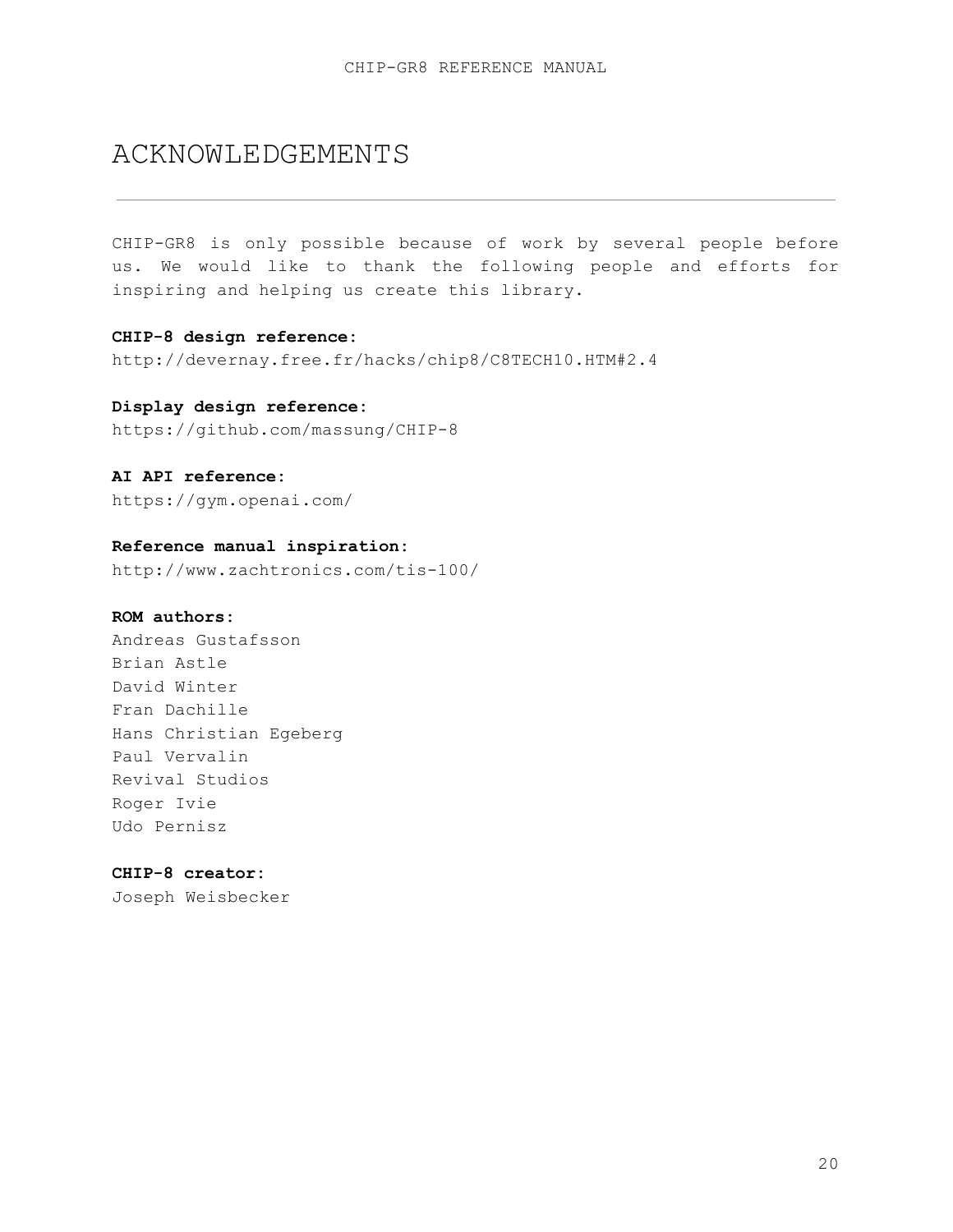# ACKNOWLEDGEMENTS

---

CHIP-GR8 is only possible because of work by several people before us. We would like to thank the following people and efforts for inspiring and helping us create this library.

**CHIP-8 design reference:**
http://devernay.free.fr/hacks/chip8/C8TECH10.HTM#2.4

**Display design reference:**
https://github.com/massung/CHIP-8

**AI API reference:**
https://gym.openai.com/

**Reference manual inspiration:**
http://www.zachtronics.com/tis-100/

**ROM authors:**
Andreas Gustafsson
Brian Astle
David Winter
Fran Dachille
Hans Christian Egeberg
Paul Vervalin
Revival Studios
Roger Ivie
Udo Pernisz

**CHIP-8 creator:**
Joseph Weisbecker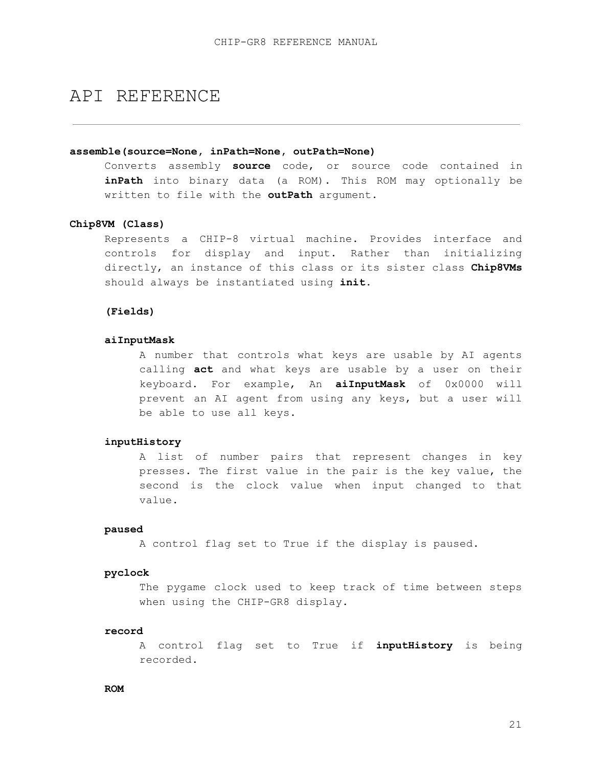# API REFERENCE

---

**assemble(source=None, inPath=None, outPath=None)**

Converts assembly **source** code, or source code contained in **inPath** into binary data (a ROM). This ROM may optionally be written to file with the **outPath** argument.

**Chip8VM (Class)**

Represents a CHIP-8 virtual machine. Provides interface and controls for display and input. Rather than initializing directly, an instance of this class or its sister class **Chip8VMs** should always be instantiated using **init**.

**(Fields)**

**aiInputMask**

A number that controls what keys are usable by AI agents calling **act** and what keys are usable by a user on their keyboard. For example, An **aiInputMask** of 0x0000 will prevent an AI agent from using any keys, but a user will be able to use all keys.

**inputHistory**

A list of number pairs that represent changes in key presses. The first value in the pair is the key value, the second is the clock value when input changed to that value.

**paused**

A control flag set to True if the display is paused.

**pyclock**

The pygame clock used to keep track of time between steps when using the CHIP-GR8 display.

**record**

A control flag set to True if **inputHistory** is being recorded.

**ROM**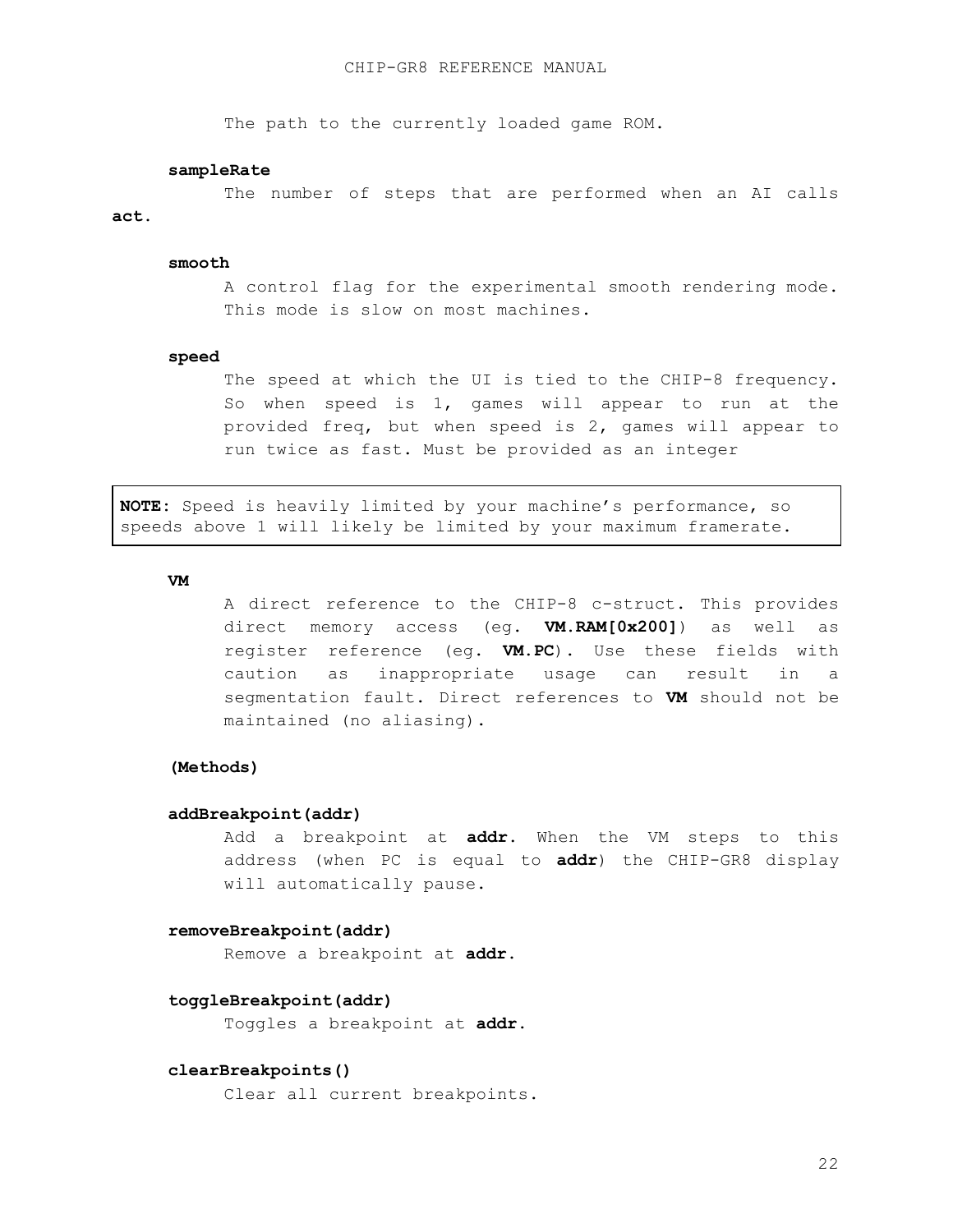The path to the currently loaded game ROM.

**sampleRate**

The number of steps that are performed when an AI calls **act**.

**smooth**

A control flag for the experimental smooth rendering mode. This mode is slow on most machines.

**speed**

The speed at which the UI is tied to the CHIP-8 frequency. So when speed is 1, games will appear to run at the provided freq, but when speed is 2, games will appear to run twice as fast. Must be provided as an integer

> **NOTE:** Speed is heavily limited by your machine's performance, so speeds above 1 will likely be limited by your maximum framerate.

**VM**

A direct reference to the CHIP-8 c-struct. This provides direct memory access (eg. **VM.RAM[0x200]**) as well as register reference (eg. **VM.PC**). Use these fields with caution as inappropriate usage can result in a segmentation fault. Direct references to **VM** should not be maintained (no aliasing).

**(Methods)**

**addBreakpoint(addr)**

Add a breakpoint at **addr**. When the VM steps to this address (when PC is equal to **addr**) the CHIP-GR8 display will automatically pause.

**removeBreakpoint(addr)**

Remove a breakpoint at **addr**.

**toggleBreakpoint(addr)**

Toggles a breakpoint at **addr**.

**clearBreakpoints()**

Clear all current breakpoints.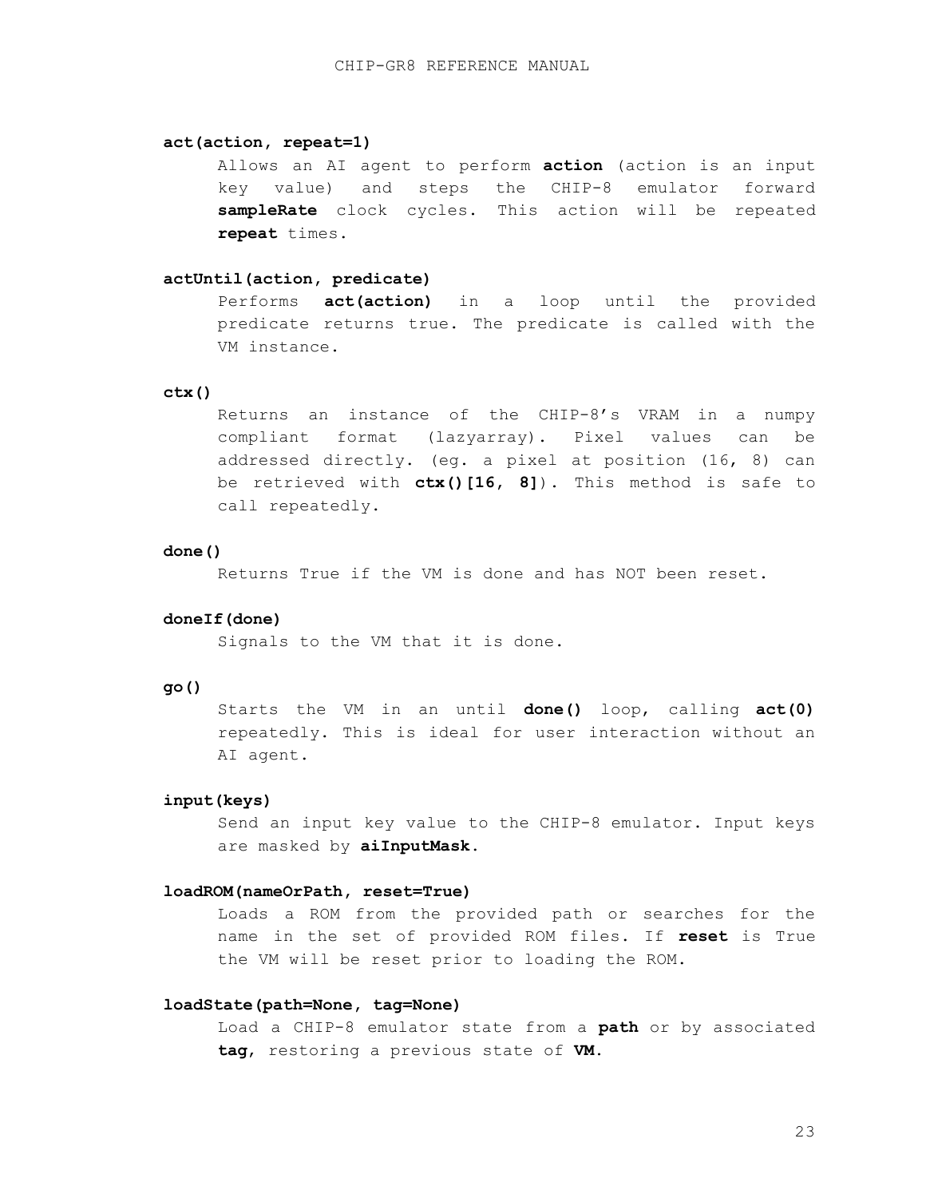**act(action, repeat=1)**

Allows an AI agent to perform **action** (action is an input key value) and steps the CHIP-8 emulator forward **sampleRate** clock cycles. This action will be repeated **repeat** times.

**actUntil(action, predicate)**

Performs **act(action)** in a loop until the provided predicate returns true. The predicate is called with the VM instance.

**ctx()**

Returns an instance of the CHIP-8's VRAM in a numpy compliant format (lazyarray). Pixel values can be addressed directly. (eg. a pixel at position (16, 8) can be retrieved with **ctx()[16, 8]**). This method is safe to call repeatedly.

**done()**

Returns True if the VM is done and has NOT been reset.

**doneIf(done)**

Signals to the VM that it is done.

**go()**

Starts the VM in an until **done()** loop, calling **act(0)** repeatedly. This is ideal for user interaction without an AI agent.

**input(keys)**

Send an input key value to the CHIP-8 emulator. Input keys are masked by **aiInputMask**.

**loadROM(nameOrPath, reset=True)**

Loads a ROM from the provided path or searches for the name in the set of provided ROM files. If **reset** is True the VM will be reset prior to loading the ROM.

**loadState(path=None, tag=None)**

Load a CHIP-8 emulator state from a **path** or by associated **tag**, restoring a previous state of **VM**.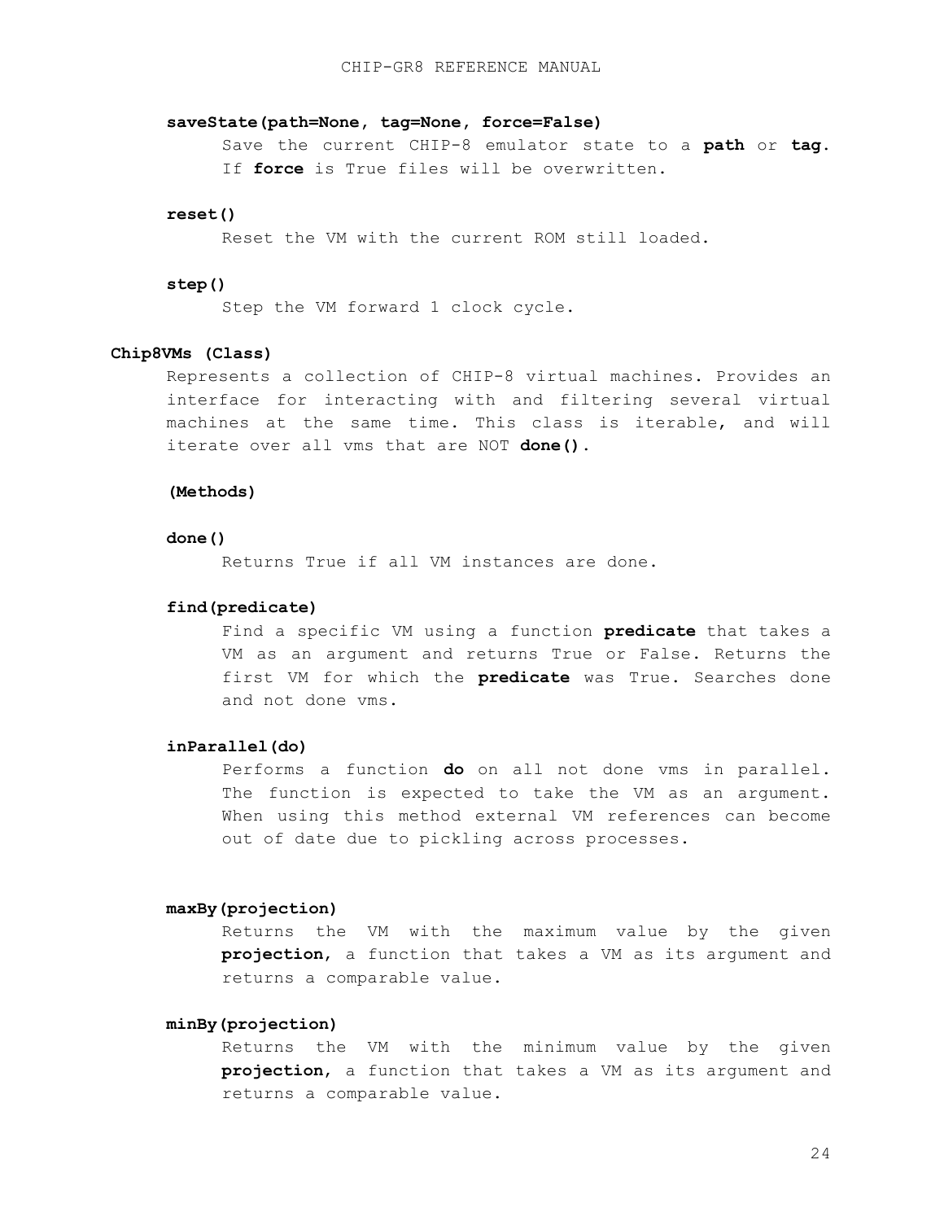**saveState(path=None, tag=None, force=False)**

Save the current CHIP-8 emulator state to a **path** or **tag**. If **force** is True files will be overwritten.

**reset()**

Reset the VM with the current ROM still loaded.

**step()**

Step the VM forward 1 clock cycle.

### Chip8VMs (Class)

Represents a collection of CHIP-8 virtual machines. Provides an interface for interacting with and filtering several virtual machines at the same time. This class is iterable, and will iterate over all vms that are NOT **done()**.

#### (Methods)

**done()**

Returns True if all VM instances are done.

**find(predicate)**

Find a specific VM using a function **predicate** that takes a VM as an argument and returns True or False. Returns the first VM for which the **predicate** was True. Searches done and not done vms.

**inParallel(do)**

Performs a function **do** on all not done vms in parallel. The function is expected to take the VM as an argument. When using this method external VM references can become out of date due to pickling across processes.

**maxBy(projection)**

Returns the VM with the maximum value by the given **projection**, a function that takes a VM as its argument and returns a comparable value.

**minBy(projection)**

Returns the VM with the minimum value by the given **projection**, a function that takes a VM as its argument and returns a comparable value.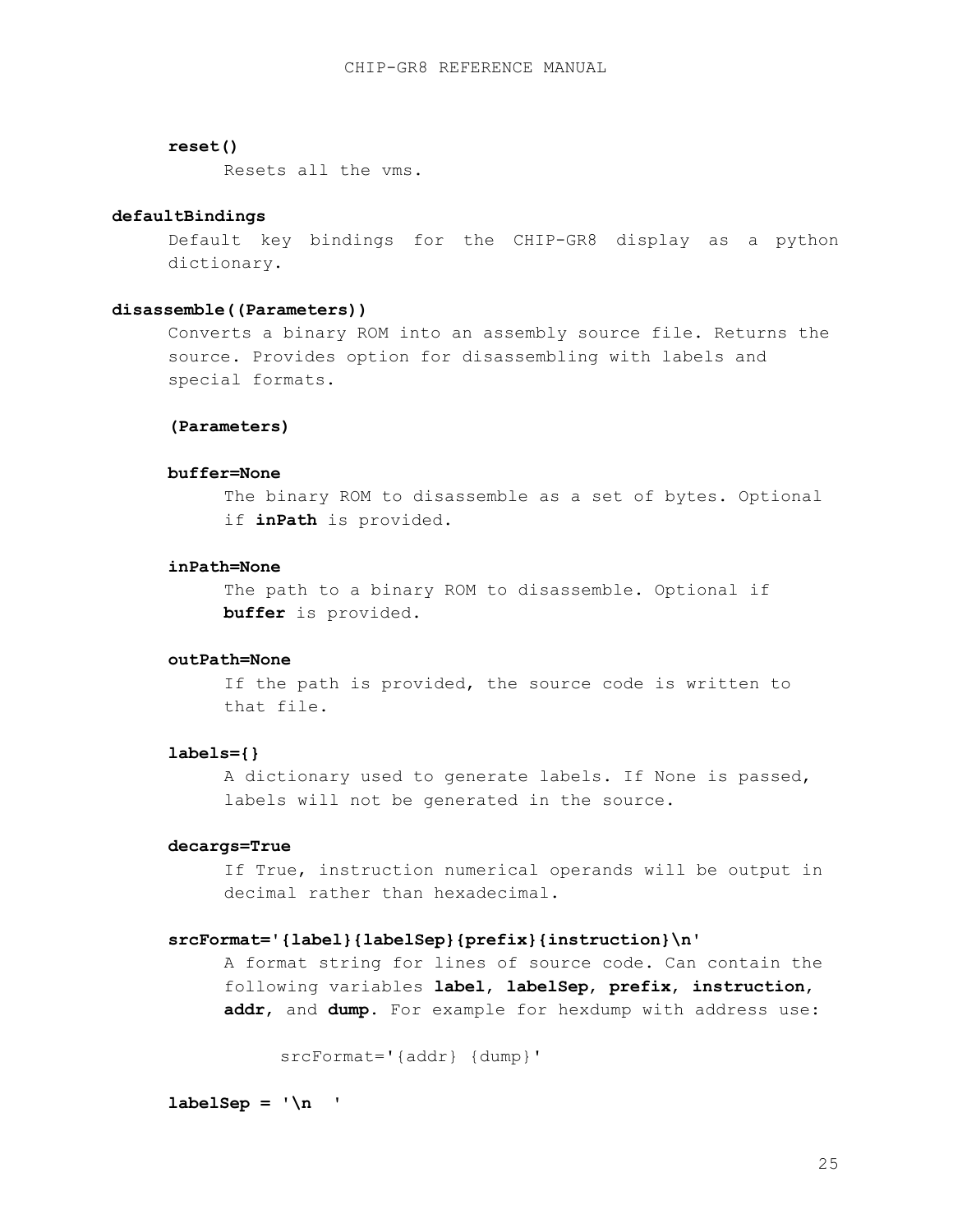**reset()**

Resets all the vms.

**defaultBindings**

Default key bindings for the CHIP-GR8 display as a python dictionary.

**disassemble((Parameters))**

Converts a binary ROM into an assembly source file. Returns the source. Provides option for disassembling with labels and special formats.

**(Parameters)**

**buffer=None**

The binary ROM to disassemble as a set of bytes. Optional if **inPath** is provided.

**inPath=None**

The path to a binary ROM to disassemble. Optional if **buffer** is provided.

**outPath=None**

If the path is provided, the source code is written to that file.

**labels={}**

A dictionary used to generate labels. If None is passed, labels will not be generated in the source.

**decargs=True**

If True, instruction numerical operands will be output in decimal rather than hexadecimal.

**srcFormat='{label}{labelSep}{prefix}{instruction}\n'**

A format string for lines of source code. Can contain the following variables **label**, **labelSep**, **prefix**, **instruction**, **addr**, and **dump**. For example for hexdump with address use:

```
srcFormat='{addr} {dump}'
```

**labelSep = '\n  '**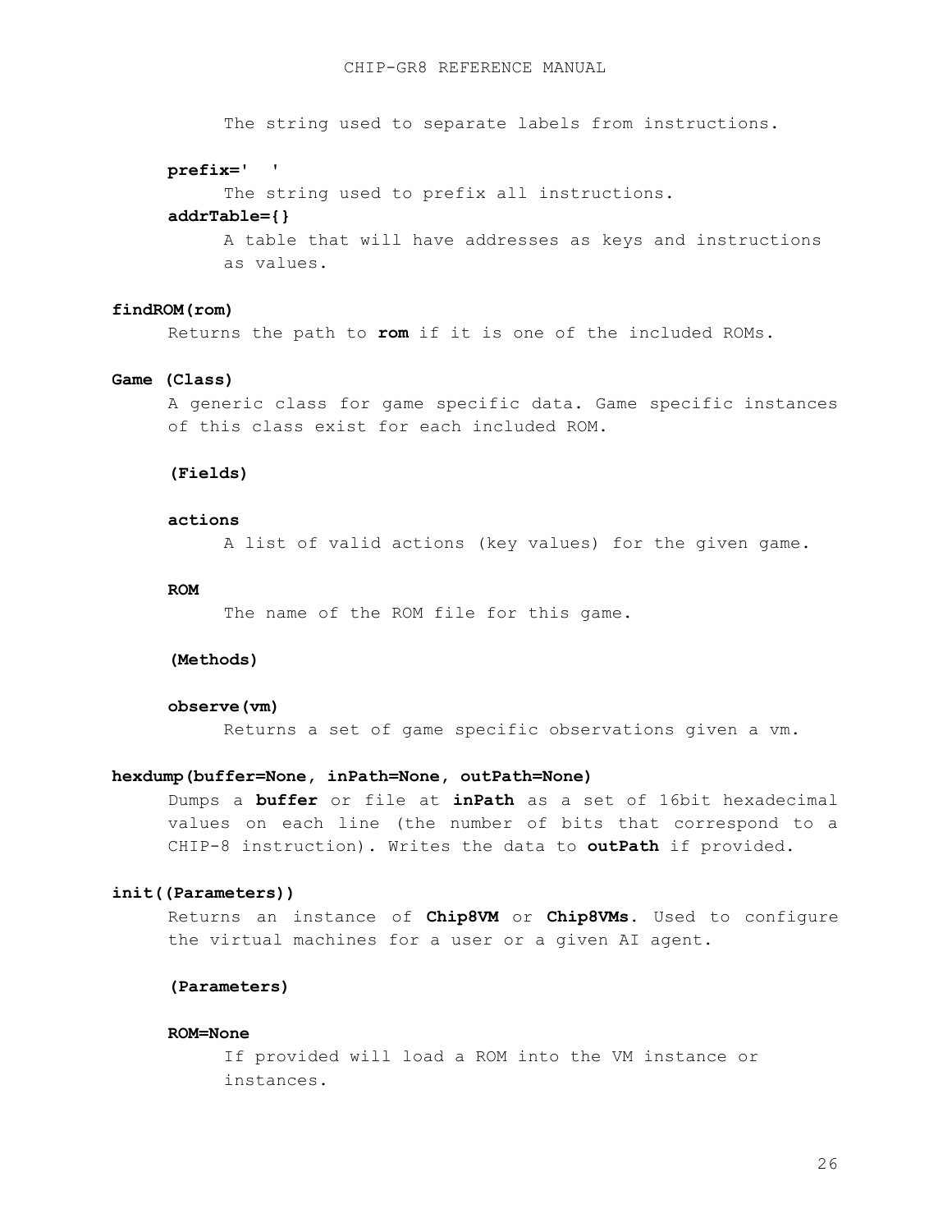The string used to separate labels from instructions.

**prefix='  '**

The string used to prefix all instructions.

**addrTable={}**

A table that will have addresses as keys and instructions as values.

**findROM(rom)**

Returns the path to **rom** if it is one of the included ROMs.

**Game (Class)**

A generic class for game specific data. Game specific instances of this class exist for each included ROM.

**(Fields)**

**actions**

A list of valid actions (key values) for the given game.

**ROM**

The name of the ROM file for this game.

**(Methods)**

**observe(vm)**

Returns a set of game specific observations given a vm.

**hexdump(buffer=None, inPath=None, outPath=None)**

Dumps a **buffer** or file at **inPath** as a set of 16bit hexadecimal values on each line (the number of bits that correspond to a CHIP-8 instruction). Writes the data to **outPath** if provided.

**init((Parameters))**

Returns an instance of **Chip8VM** or **Chip8VMs**. Used to configure the virtual machines for a user or a given AI agent.

**(Parameters)**

**ROM=None**

If provided will load a ROM into the VM instance or instances.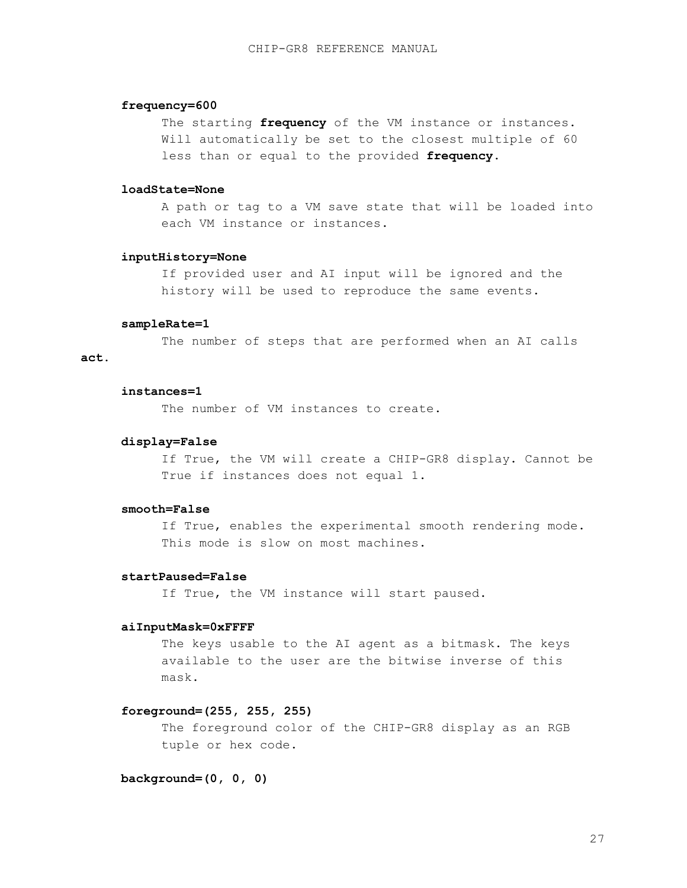**frequency=600**

The starting **frequency** of the VM instance or instances. Will automatically be set to the closest multiple of 60 less than or equal to the provided **frequency**.

**loadState=None**

A path or tag to a VM save state that will be loaded into each VM instance or instances.

**inputHistory=None**

If provided user and AI input will be ignored and the history will be used to reproduce the same events.

**sampleRate=1**

The number of steps that are performed when an AI calls **act**.

**instances=1**

The number of VM instances to create.

**display=False**

If True, the VM will create a CHIP-GR8 display. Cannot be True if instances does not equal 1.

**smooth=False**

If True, enables the experimental smooth rendering mode. This mode is slow on most machines.

**startPaused=False**

If True, the VM instance will start paused.

**aiInputMask=0xFFFF**

The keys usable to the AI agent as a bitmask. The keys available to the user are the bitwise inverse of this mask.

**foreground=(255, 255, 255)**

The foreground color of the CHIP-GR8 display as an RGB tuple or hex code.

**background=(0, 0, 0)**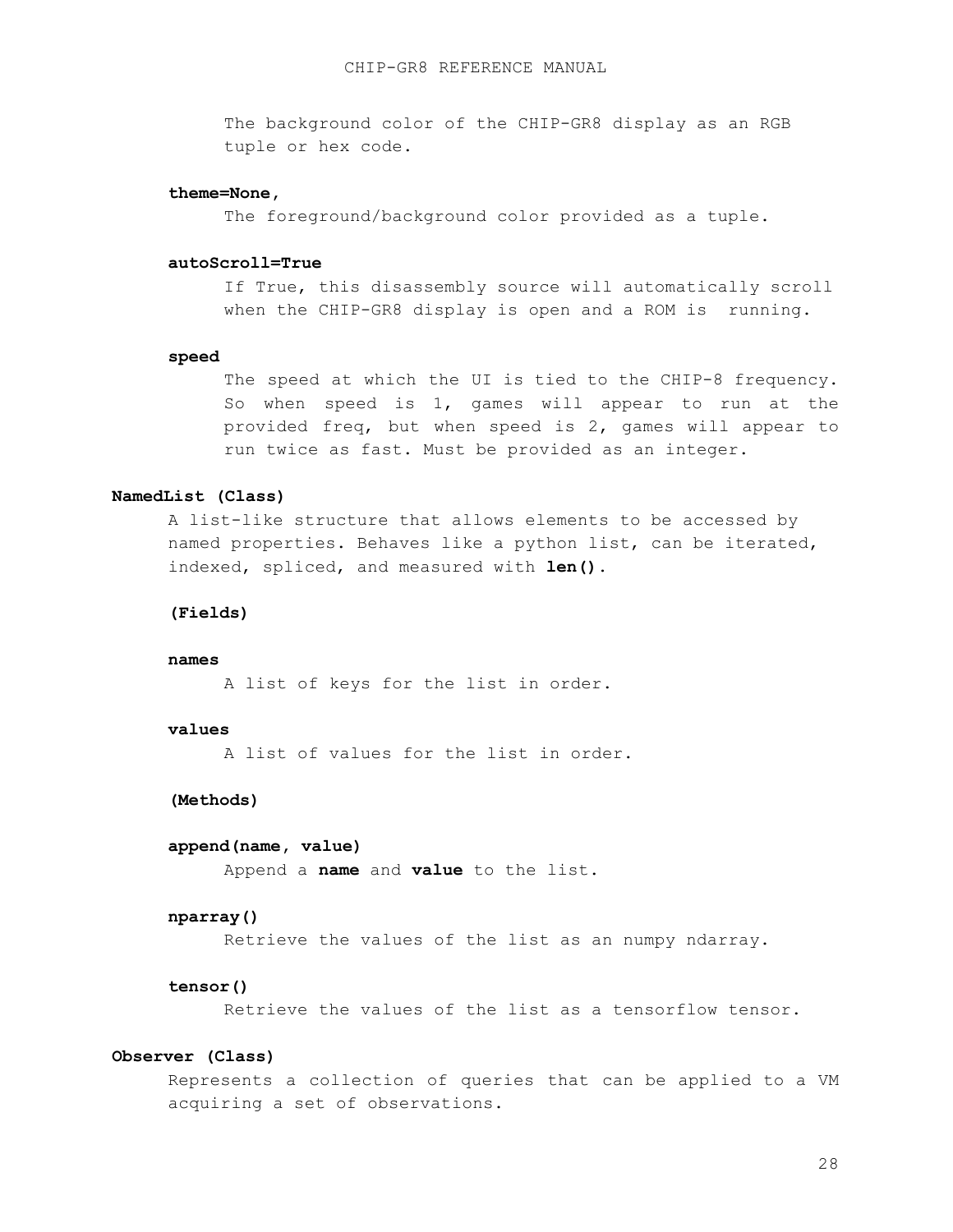The background color of the CHIP-GR8 display as an RGB tuple or hex code.

**theme=None,**

The foreground/background color provided as a tuple.

**autoScroll=True**

If True, this disassembly source will automatically scroll when the CHIP-GR8 display is open and a ROM is running.

**speed**

The speed at which the UI is tied to the CHIP-8 frequency. So when speed is 1, games will appear to run at the provided freq, but when speed is 2, games will appear to run twice as fast. Must be provided as an integer.

**NamedList (Class)**

A list-like structure that allows elements to be accessed by named properties. Behaves like a python list, can be iterated, indexed, spliced, and measured with **len()**.

**(Fields)**

**names**

A list of keys for the list in order.

**values**

A list of values for the list in order.

**(Methods)**

**append(name, value)**

Append a **name** and **value** to the list.

**nparray()**

Retrieve the values of the list as an numpy ndarray.

**tensor()**

Retrieve the values of the list as a tensorflow tensor.

**Observer (Class)**

Represents a collection of queries that can be applied to a VM acquiring a set of observations.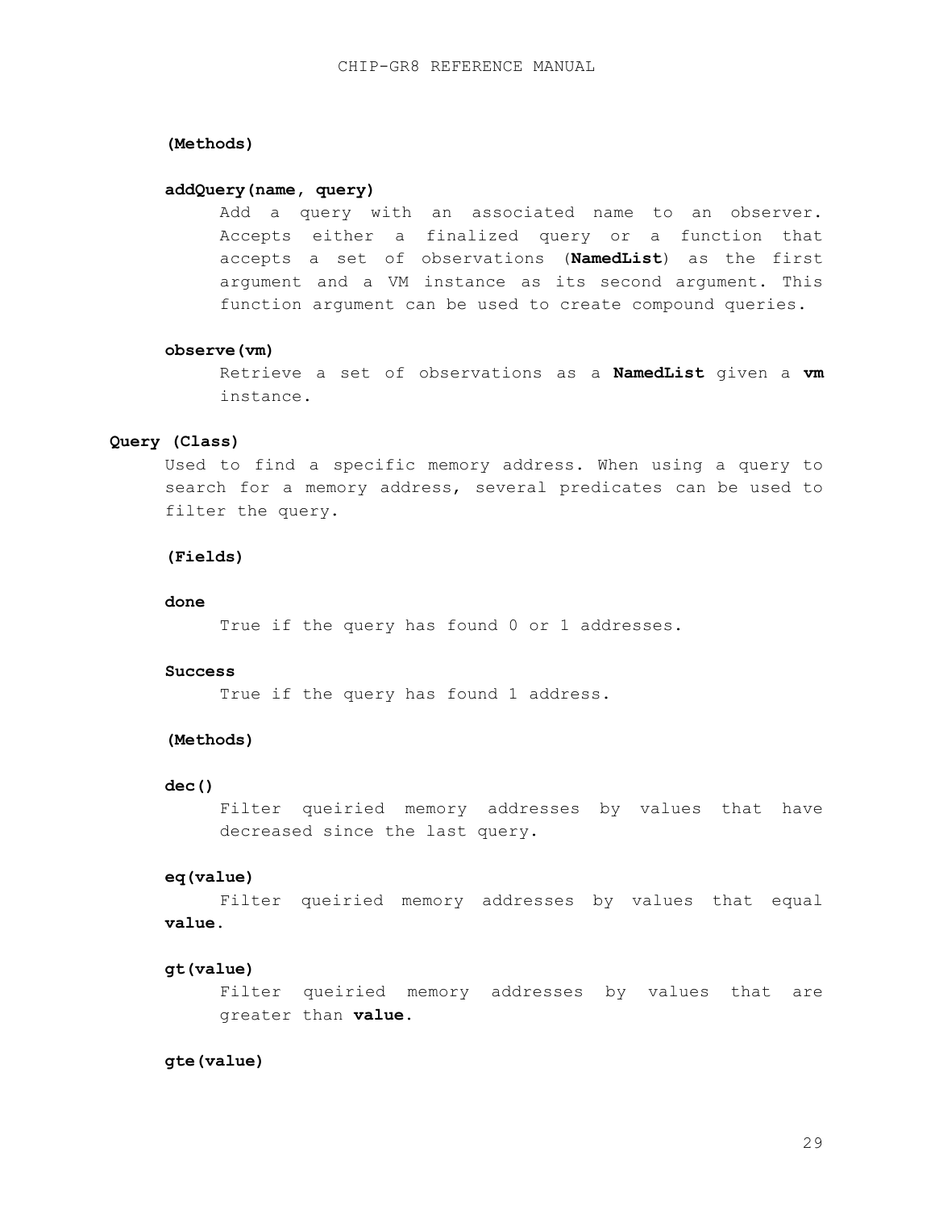**(Methods)**

**addQuery(name, query)**

Add a query with an associated name to an observer. Accepts either a finalized query or a function that accepts a set of observations (**NamedList**) as the first argument and a VM instance as its second argument. This function argument can be used to create compound queries.

**observe(vm)**

Retrieve a set of observations as a **NamedList** given a **vm** instance.

### Query (Class)

Used to find a specific memory address. When using a query to search for a memory address, several predicates can be used to filter the query.

**(Fields)**

**done**

True if the query has found 0 or 1 addresses.

**Success**

True if the query has found 1 address.

**(Methods)**

**dec()**

Filter queiried memory addresses by values that have decreased since the last query.

**eq(value)**

Filter queiried memory addresses by values that equal **value**.

**gt(value)**

Filter queiried memory addresses by values that are greater than **value**.

**gte(value)**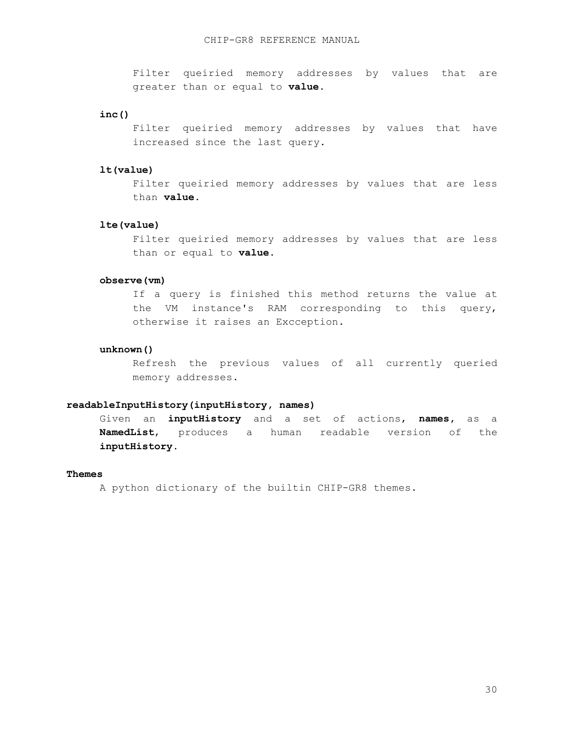Filter queiried memory addresses by values that are greater than or equal to **value**.

**inc()**

Filter queiried memory addresses by values that have increased since the last query.

**lt(value)**

Filter queiried memory addresses by values that are less than **value**.

**lte(value)**

Filter queiried memory addresses by values that are less than or equal to **value**.

**observe(vm)**

If a query is finished this method returns the value at the VM instance's RAM corresponding to this query, otherwise it raises an Excception.

**unknown()**

Refresh the previous values of all currently queried memory addresses.

**readableInputHistory(inputHistory, names)**

Given an **inputHistory** and a set of actions, **names**, as a **NamedList**, produces a human readable version of the **inputHistory**.

**Themes**

A python dictionary of the builtin CHIP-GR8 themes.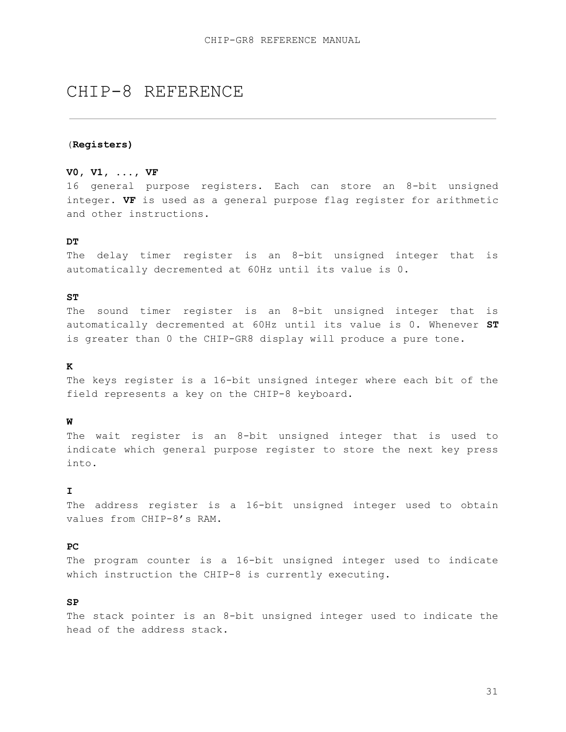# CHIP-8 REFERENCE

---

(**Registers)**

**V0, V1, ..., VF**
16 general purpose registers. Each can store an 8-bit unsigned integer. **VF** is used as a general purpose flag register for arithmetic and other instructions.

**DT**
The delay timer register is an 8-bit unsigned integer that is automatically decremented at 60Hz until its value is 0.

**ST**
The sound timer register is an 8-bit unsigned integer that is automatically decremented at 60Hz until its value is 0. Whenever **ST** is greater than 0 the CHIP-GR8 display will produce a pure tone.

**K**
The keys register is a 16-bit unsigned integer where each bit of the field represents a key on the CHIP-8 keyboard.

**W**
The wait register is an 8-bit unsigned integer that is used to indicate which general purpose register to store the next key press into.

**I**
The address register is a 16-bit unsigned integer used to obtain values from CHIP-8's RAM.

**PC**
The program counter is a 16-bit unsigned integer used to indicate which instruction the CHIP-8 is currently executing.

**SP**
The stack pointer is an 8-bit unsigned integer used to indicate the head of the address stack.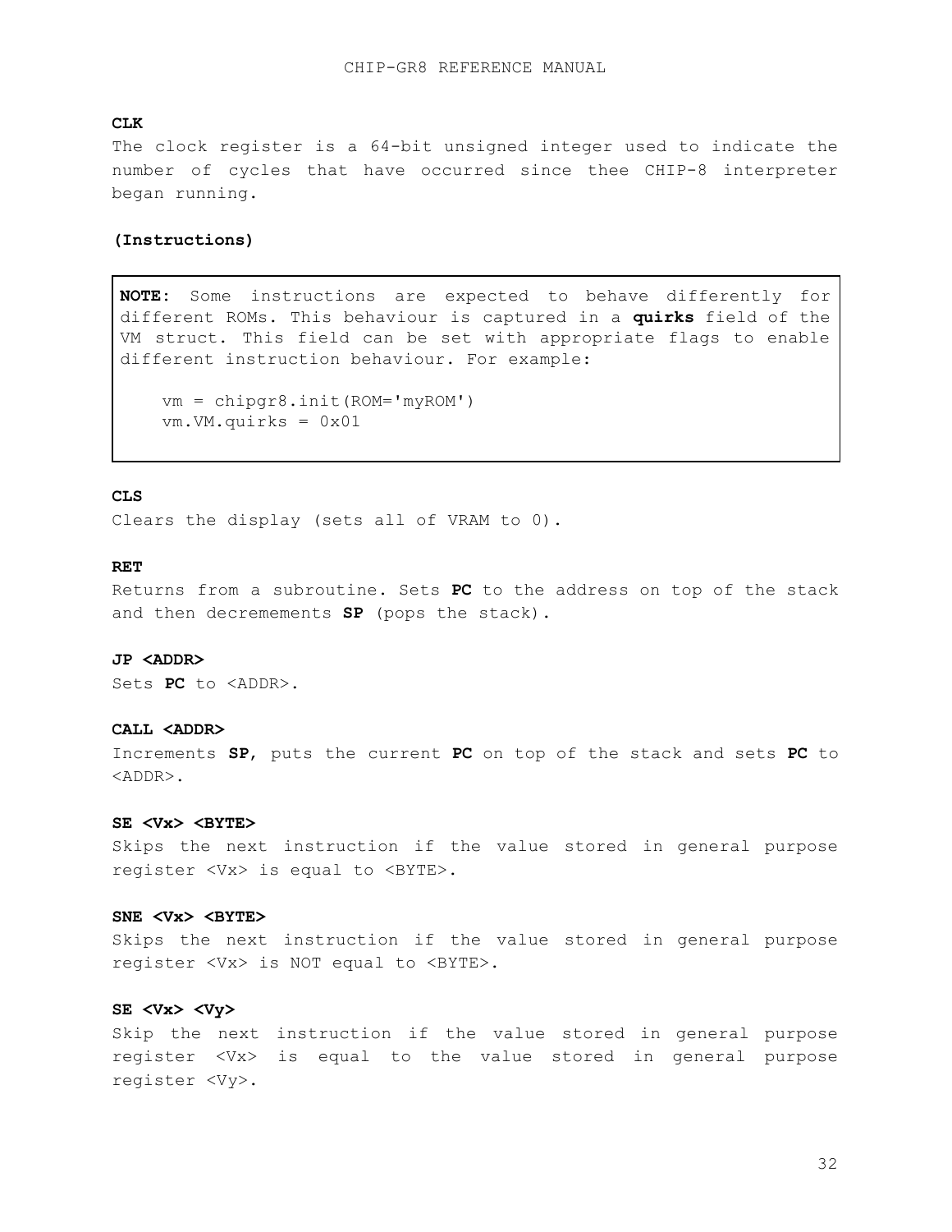**CLK**

The clock register is a 64-bit unsigned integer used to indicate the number of cycles that have occurred since thee CHIP-8 interpreter began running.

**(Instructions)**

> **NOTE:** Some instructions are expected to behave differently for different ROMs. This behaviour is captured in a **quirks** field of the VM struct. This field can be set with appropriate flags to enable different instruction behaviour. For example:
>
> ```
> vm = chipgr8.init(ROM='myROM')
> vm.VM.quirks = 0x01
> ```

**CLS**

Clears the display (sets all of VRAM to 0).

**RET**

Returns from a subroutine. Sets **PC** to the address on top of the stack and then decremements **SP** (pops the stack).

**JP <ADDR>**

Sets **PC** to <ADDR>.

**CALL <ADDR>**

Increments **SP**, puts the current **PC** on top of the stack and sets **PC** to <ADDR>.

**SE <Vx> <BYTE>**

Skips the next instruction if the value stored in general purpose register <Vx> is equal to <BYTE>.

**SNE <Vx> <BYTE>**

Skips the next instruction if the value stored in general purpose register <Vx> is NOT equal to <BYTE>.

**SE <Vx> <Vy>**

Skip the next instruction if the value stored in general purpose register <Vx> is equal to the value stored in general purpose register <Vy>.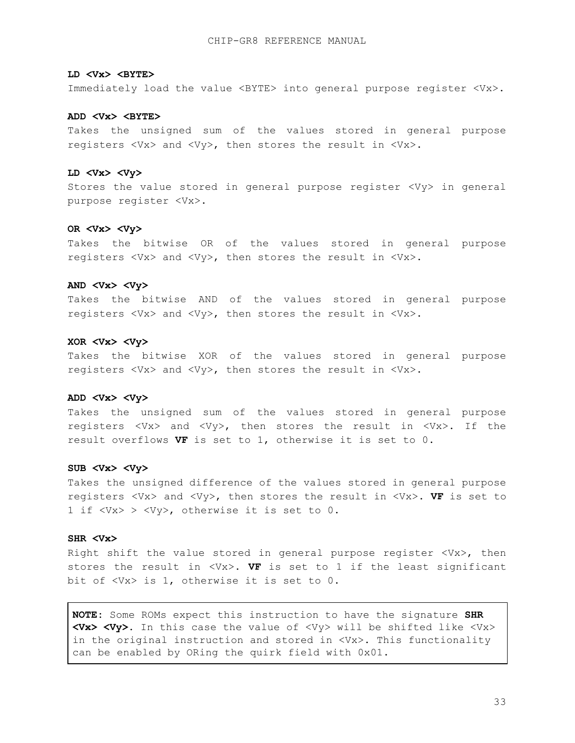**LD <Vx> <BYTE>**

Immediately load the value <BYTE> into general purpose register <Vx>.

**ADD <Vx> <BYTE>**

Takes the unsigned sum of the values stored in general purpose registers <Vx> and <Vy>, then stores the result in <Vx>.

**LD <Vx> <Vy>**

Stores the value stored in general purpose register <Vy> in general purpose register <Vx>.

**OR <Vx> <Vy>**

Takes the bitwise OR of the values stored in general purpose registers <Vx> and <Vy>, then stores the result in <Vx>.

**AND <Vx> <Vy>**

Takes the bitwise AND of the values stored in general purpose registers <Vx> and <Vy>, then stores the result in <Vx>.

**XOR <Vx> <Vy>**

Takes the bitwise XOR of the values stored in general purpose registers <Vx> and <Vy>, then stores the result in <Vx>.

**ADD <Vx> <Vy>**

Takes the unsigned sum of the values stored in general purpose registers <Vx> and <Vy>, then stores the result in <Vx>. If the result overflows **VF** is set to 1, otherwise it is set to 0.

**SUB <Vx> <Vy>**

Takes the unsigned difference of the values stored in general purpose registers <Vx> and <Vy>, then stores the result in <Vx>. **VF** is set to 1 if <Vx> > <Vy>, otherwise it is set to 0.

**SHR <Vx>**

Right shift the value stored in general purpose register <Vx>, then stores the result in <Vx>. **VF** is set to 1 if the least significant bit of <Vx> is 1, otherwise it is set to 0.

> **NOTE:** Some ROMs expect this instruction to have the signature **SHR <Vx> <Vy>**. In this case the value of <Vy> will be shifted like <Vx> in the original instruction and stored in <Vx>. This functionality can be enabled by ORing the quirk field with 0x01.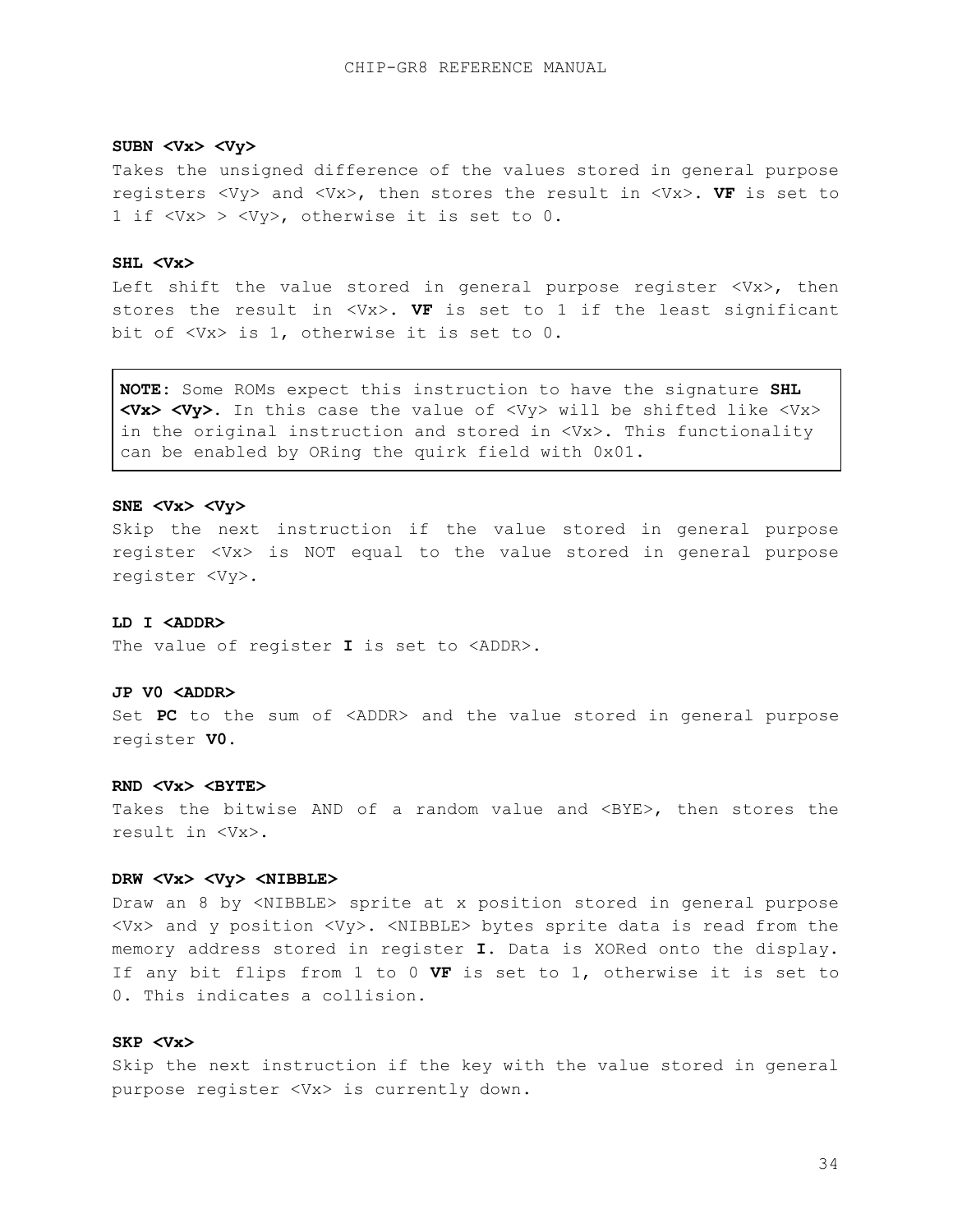**SUBN <Vx> <Vy>**

Takes the unsigned difference of the values stored in general purpose registers <Vy> and <Vx>, then stores the result in <Vx>. **VF** is set to 1 if <Vx> > <Vy>, otherwise it is set to 0.

**SHL <Vx>**

Left shift the value stored in general purpose register <Vx>, then stores the result in <Vx>. **VF** is set to 1 if the least significant bit of <Vx> is 1, otherwise it is set to 0.

> **NOTE:** Some ROMs expect this instruction to have the signature **SHL <Vx> <Vy>**. In this case the value of <Vy> will be shifted like <Vx> in the original instruction and stored in <Vx>. This functionality can be enabled by ORing the quirk field with 0x01.

**SNE <Vx> <Vy>**

Skip the next instruction if the value stored in general purpose register <Vx> is NOT equal to the value stored in general purpose register <Vy>.

**LD I <ADDR>**

The value of register **I** is set to <ADDR>.

**JP V0 <ADDR>**

Set **PC** to the sum of <ADDR> and the value stored in general purpose register **V0**.

**RND <Vx> <BYTE>**

Takes the bitwise AND of a random value and <BYE>, then stores the result in <Vx>.

**DRW <Vx> <Vy> <NIBBLE>**

Draw an 8 by <NIBBLE> sprite at x position stored in general purpose <Vx> and y position <Vy>. <NIBBLE> bytes sprite data is read from the memory address stored in register **I**. Data is XORed onto the display. If any bit flips from 1 to 0 **VF** is set to 1, otherwise it is set to 0. This indicates a collision.

**SKP <Vx>**

Skip the next instruction if the key with the value stored in general purpose register <Vx> is currently down.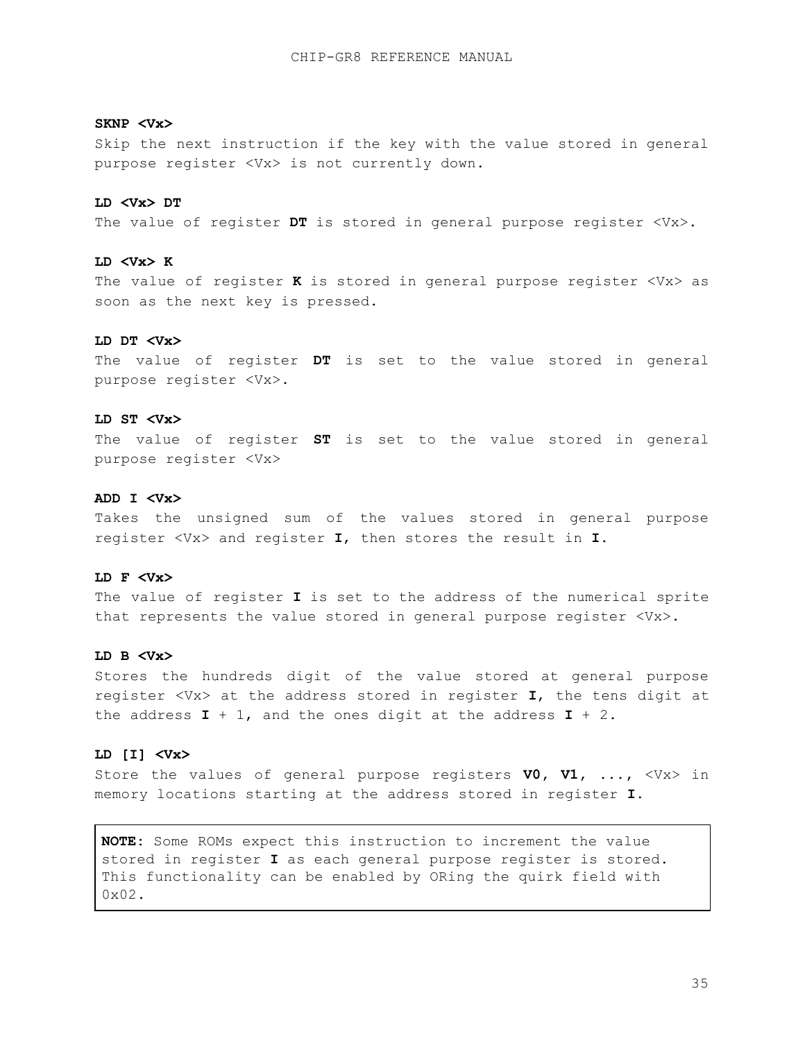**SKNP <Vx>**

Skip the next instruction if the key with the value stored in general purpose register <Vx> is not currently down.

**LD <Vx> DT**

The value of register **DT** is stored in general purpose register <Vx>.

**LD <Vx> K**

The value of register **K** is stored in general purpose register <Vx> as soon as the next key is pressed.

**LD DT <Vx>**

The value of register **DT** is set to the value stored in general purpose register <Vx>.

**LD ST <Vx>**

The value of register **ST** is set to the value stored in general purpose register <Vx>

**ADD I <Vx>**

Takes the unsigned sum of the values stored in general purpose register <Vx> and register **I**, then stores the result in **I**.

**LD F <Vx>**

The value of register **I** is set to the address of the numerical sprite that represents the value stored in general purpose register <Vx>.

**LD B <Vx>**

Stores the hundreds digit of the value stored at general purpose register <Vx> at the address stored in register **I**, the tens digit at the address **I** + 1, and the ones digit at the address **I** + 2.

**LD [I] <Vx>**

Store the values of general purpose registers **V0, V1, ...,** <Vx> in memory locations starting at the address stored in register **I**.

> **NOTE:** Some ROMs expect this instruction to increment the value stored in register **I** as each general purpose register is stored. This functionality can be enabled by ORing the quirk field with 0x02.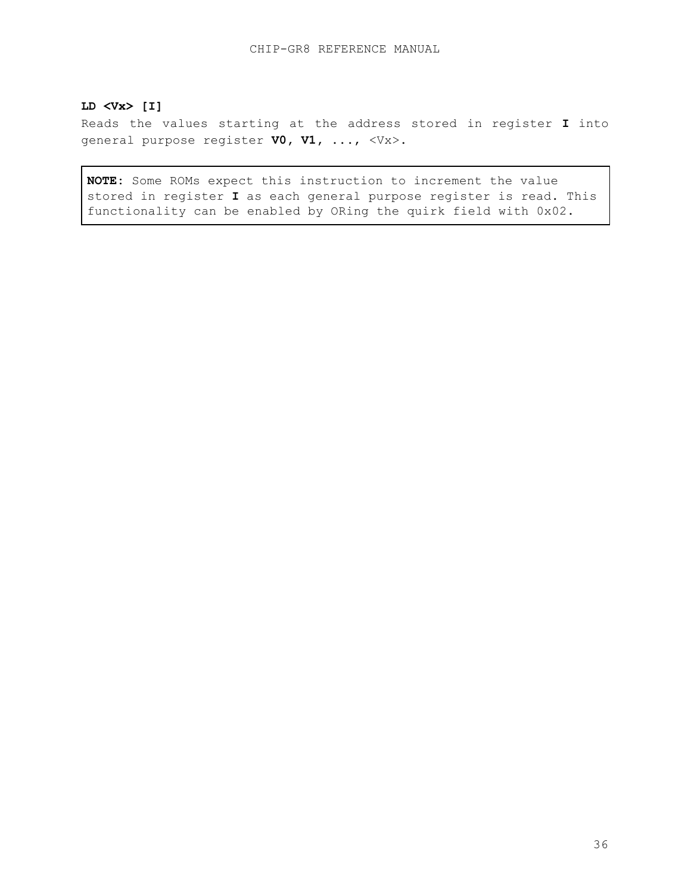**LD <Vx> [I]**

Reads the values starting at the address stored in register **I** into general purpose register **V0**, **V1**, **...**, <Vx>.

> **NOTE**: Some ROMs expect this instruction to increment the value stored in register **I** as each general purpose register is read. This functionality can be enabled by ORing the quirk field with 0x02.